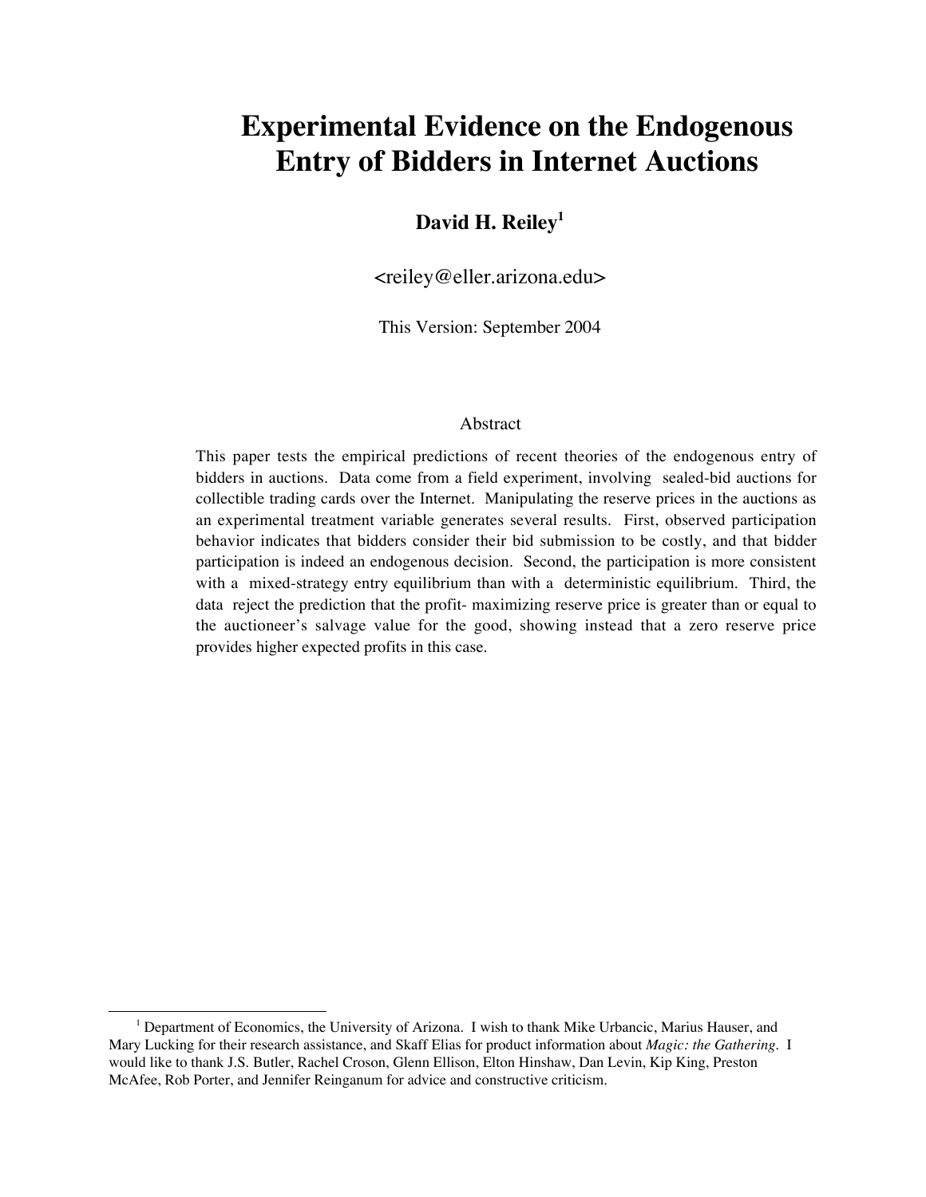# Experimental Evidence on the Endogenous Entry of Bidders in Internet Auctions

**David H. Reiley**[1]

<reiley@eller.arizona.edu>

This Version: September 2004

## Abstract

This paper tests the empirical predictions of recent theories of the endogenous entry of bidders in auctions. Data come from a field experiment, involving sealed-bid auctions for collectible trading cards over the Internet. Manipulating the reserve prices in the auctions as an experimental treatment variable generates several results. First, observed participation behavior indicates that bidders consider their bid submission to be costly, and that bidder participation is indeed an endogenous decision. Second, the participation is more consistent with a mixed-strategy entry equilibrium than with a deterministic equilibrium. Third, the data reject the prediction that the profit- maximizing reserve price is greater than or equal to the auctioneer's salvage value for the good, showing instead that a zero reserve price provides higher expected profits in this case.

---

[1] Department of Economics, the University of Arizona. I wish to thank Mike Urbancic, Marius Hauser, and Mary Lucking for their research assistance, and Skaff Elias for product information about *Magic: the Gathering*. I would like to thank J.S. Butler, Rachel Croson, Glenn Ellison, Elton Hinshaw, Dan Levin, Kip King, Preston McAfee, Rob Porter, and Jennifer Reinganum for advice and constructive criticism.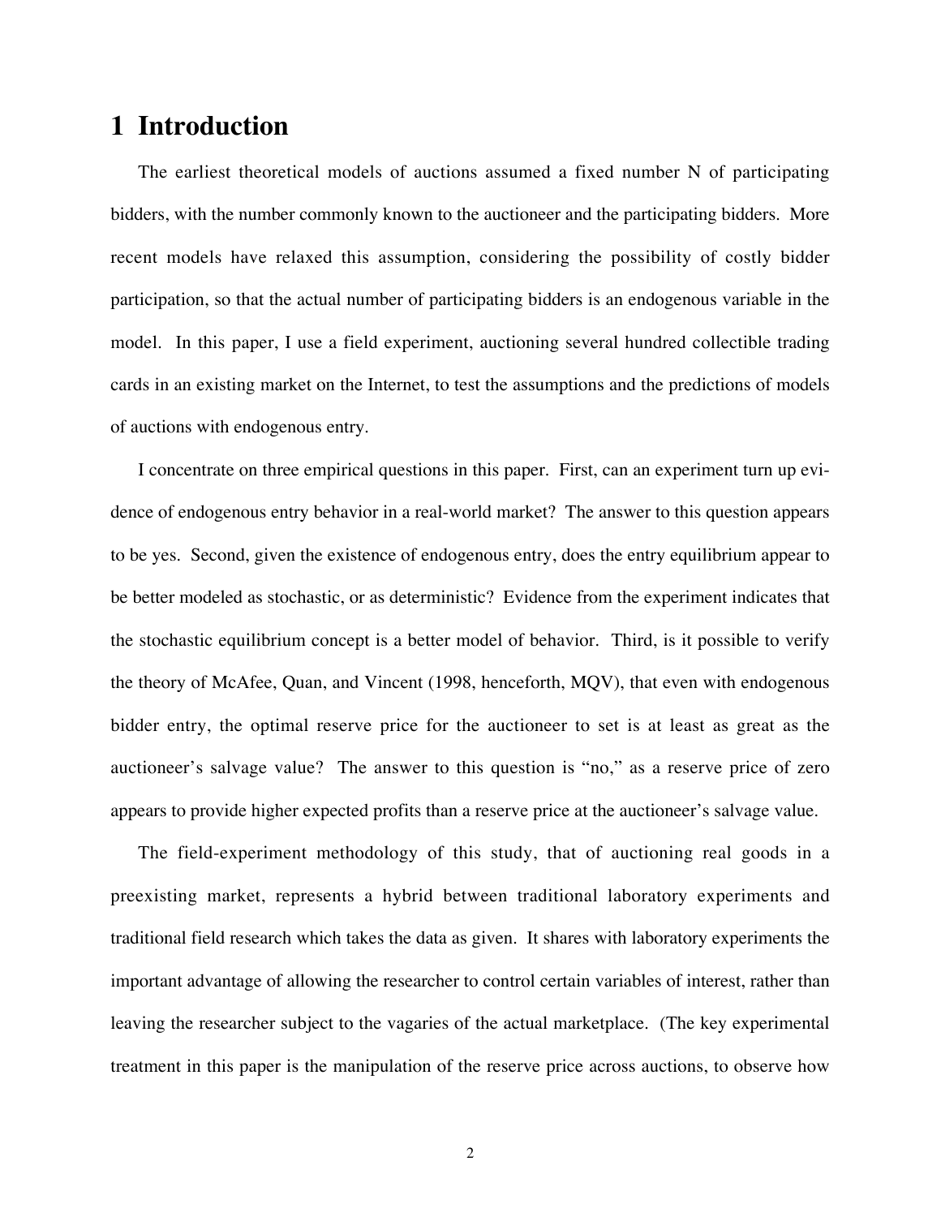# 1 Introduction

The earliest theoretical models of auctions assumed a fixed number N of participating bidders, with the number commonly known to the auctioneer and the participating bidders. More recent models have relaxed this assumption, considering the possibility of costly bidder participation, so that the actual number of participating bidders is an endogenous variable in the model. In this paper, I use a field experiment, auctioning several hundred collectible trading cards in an existing market on the Internet, to test the assumptions and the predictions of models of auctions with endogenous entry.

I concentrate on three empirical questions in this paper. First, can an experiment turn up evidence of endogenous entry behavior in a real-world market? The answer to this question appears to be yes. Second, given the existence of endogenous entry, does the entry equilibrium appear to be better modeled as stochastic, or as deterministic? Evidence from the experiment indicates that the stochastic equilibrium concept is a better model of behavior. Third, is it possible to verify the theory of McAfee, Quan, and Vincent (1998, henceforth, MQV), that even with endogenous bidder entry, the optimal reserve price for the auctioneer to set is at least as great as the auctioneer's salvage value? The answer to this question is "no," as a reserve price of zero appears to provide higher expected profits than a reserve price at the auctioneer's salvage value.

The field-experiment methodology of this study, that of auctioning real goods in a preexisting market, represents a hybrid between traditional laboratory experiments and traditional field research which takes the data as given. It shares with laboratory experiments the important advantage of allowing the researcher to control certain variables of interest, rather than leaving the researcher subject to the vagaries of the actual marketplace. (The key experimental treatment in this paper is the manipulation of the reserve price across auctions, to observe how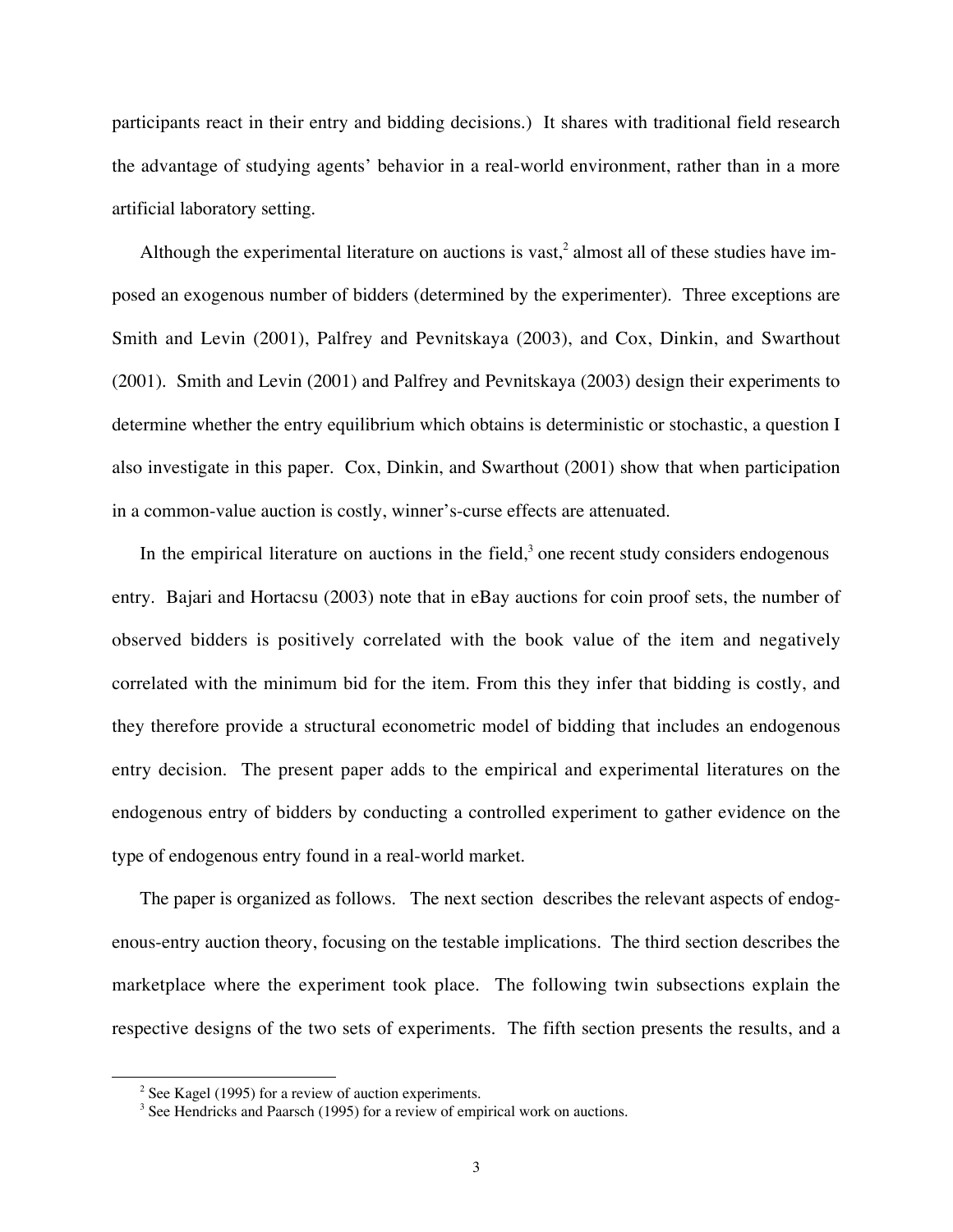participants react in their entry and bidding decisions.) It shares with traditional field research the advantage of studying agents' behavior in a real-world environment, rather than in a more artificial laboratory setting.

Although the experimental literature on auctions is vast,[2] almost all of these studies have imposed an exogenous number of bidders (determined by the experimenter). Three exceptions are Smith and Levin (2001), Palfrey and Pevnitskaya (2003), and Cox, Dinkin, and Swarthout (2001). Smith and Levin (2001) and Palfrey and Pevnitskaya (2003) design their experiments to determine whether the entry equilibrium which obtains is deterministic or stochastic, a question I also investigate in this paper. Cox, Dinkin, and Swarthout (2001) show that when participation in a common-value auction is costly, winner's-curse effects are attenuated.

In the empirical literature on auctions in the field,[3] one recent study considers endogenous entry. Bajari and Hortacsu (2003) note that in eBay auctions for coin proof sets, the number of observed bidders is positively correlated with the book value of the item and negatively correlated with the minimum bid for the item. From this they infer that bidding is costly, and they therefore provide a structural econometric model of bidding that includes an endogenous entry decision. The present paper adds to the empirical and experimental literatures on the endogenous entry of bidders by conducting a controlled experiment to gather evidence on the type of endogenous entry found in a real-world market.

The paper is organized as follows. The next section describes the relevant aspects of endogenous-entry auction theory, focusing on the testable implications. The third section describes the marketplace where the experiment took place. The following twin subsections explain the respective designs of the two sets of experiments. The fifth section presents the results, and a

[2] See Kagel (1995) for a review of auction experiments.

[3] See Hendricks and Paarsch (1995) for a review of empirical work on auctions.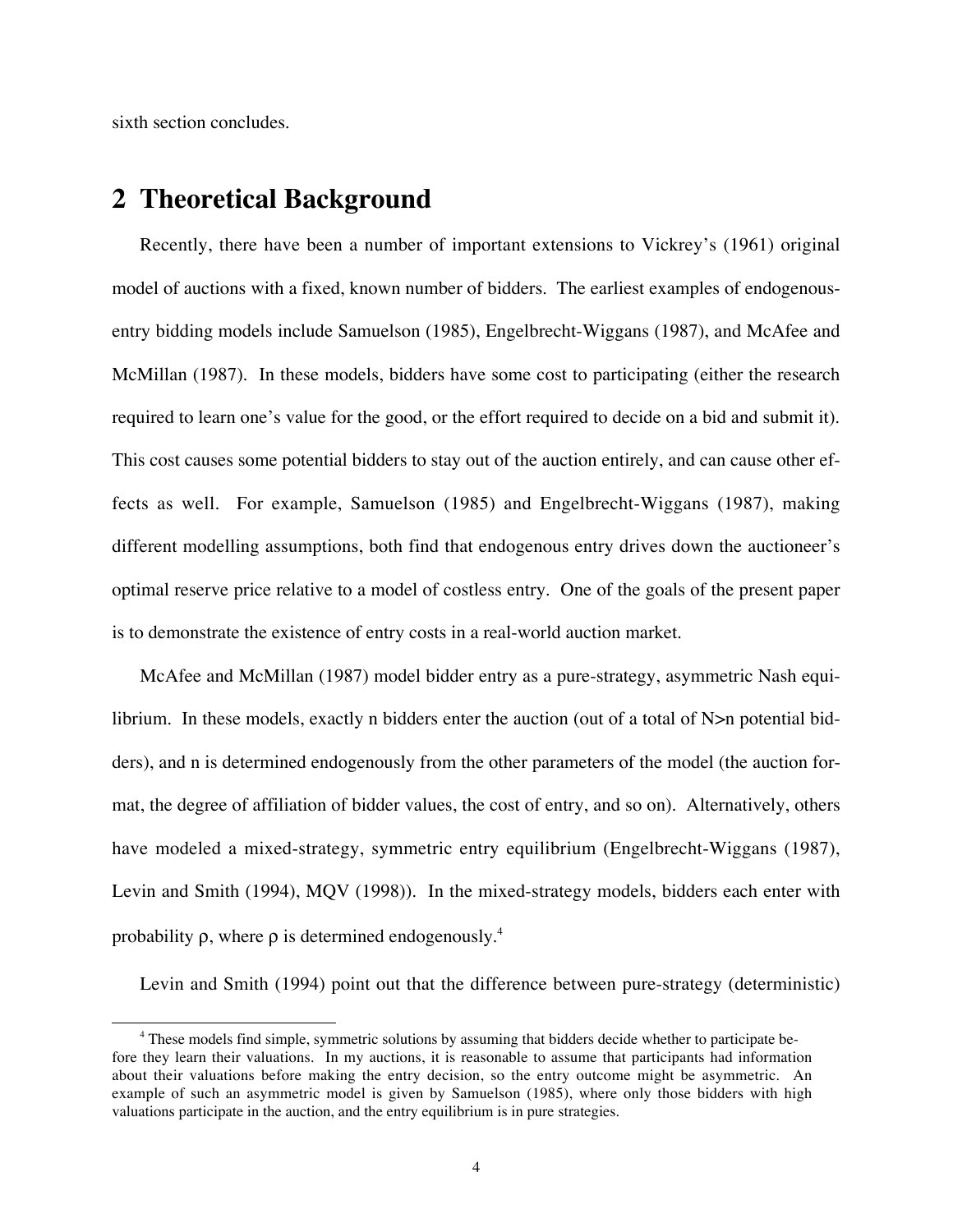sixth section concludes.

## 2 Theoretical Background

Recently, there have been a number of important extensions to Vickrey's (1961) original model of auctions with a fixed, known number of bidders. The earliest examples of endogenous-entry bidding models include Samuelson (1985), Engelbrecht-Wiggans (1987), and McAfee and McMillan (1987). In these models, bidders have some cost to participating (either the research required to learn one's value for the good, or the effort required to decide on a bid and submit it). This cost causes some potential bidders to stay out of the auction entirely, and can cause other effects as well. For example, Samuelson (1985) and Engelbrecht-Wiggans (1987), making different modelling assumptions, both find that endogenous entry drives down the auctioneer's optimal reserve price relative to a model of costless entry. One of the goals of the present paper is to demonstrate the existence of entry costs in a real-world auction market.

McAfee and McMillan (1987) model bidder entry as a pure-strategy, asymmetric Nash equilibrium. In these models, exactly n bidders enter the auction (out of a total of N>n potential bidders), and n is determined endogenously from the other parameters of the model (the auction format, the degree of affiliation of bidder values, the cost of entry, and so on). Alternatively, others have modeled a mixed-strategy, symmetric entry equilibrium (Engelbrecht-Wiggans (1987), Levin and Smith (1994), MQV (1998)). In the mixed-strategy models, bidders each enter with probability $\rho$, where $\rho$ is determined endogenously.[4]

Levin and Smith (1994) point out that the difference between pure-strategy (deterministic)

[4] These models find simple, symmetric solutions by assuming that bidders decide whether to participate before they learn their valuations. In my auctions, it is reasonable to assume that participants had information about their valuations before making the entry decision, so the entry outcome might be asymmetric. An example of such an asymmetric model is given by Samuelson (1985), where only those bidders with high valuations participate in the auction, and the entry equilibrium is in pure strategies.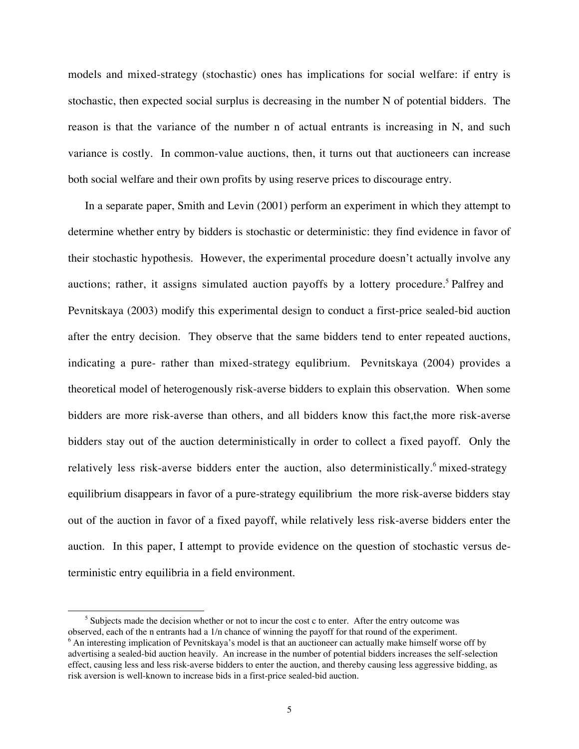models and mixed-strategy (stochastic) ones has implications for social welfare: if entry is stochastic, then expected social surplus is decreasing in the number N of potential bidders. The reason is that the variance of the number n of actual entrants is increasing in N, and such variance is costly. In common-value auctions, then, it turns out that auctioneers can increase both social welfare and their own profits by using reserve prices to discourage entry.

In a separate paper, Smith and Levin (2001) perform an experiment in which they attempt to determine whether entry by bidders is stochastic or deterministic: they find evidence in favor of their stochastic hypothesis. However, the experimental procedure doesn't actually involve any auctions; rather, it assigns simulated auction payoffs by a lottery procedure.[5] Palfrey and Pevnitskaya (2003) modify this experimental design to conduct a first-price sealed-bid auction after the entry decision. They observe that the same bidders tend to enter repeated auctions, indicating a pure- rather than mixed-strategy equlibrium. Pevnitskaya (2004) provides a theoretical model of heterogenously risk-averse bidders to explain this observation. When some bidders are more risk-averse than others, and all bidders know this fact,the more risk-averse bidders stay out of the auction deterministically in order to collect a fixed payoff. Only the relatively less risk-averse bidders enter the auction, also deterministically.[6] mixed-strategy equilibrium disappears in favor of a pure-strategy equilibrium the more risk-averse bidders stay out of the auction in favor of a fixed payoff, while relatively less risk-averse bidders enter the auction. In this paper, I attempt to provide evidence on the question of stochastic versus deterministic entry equilibria in a field environment.

[5] Subjects made the decision whether or not to incur the cost c to enter. After the entry outcome was observed, each of the n entrants had a 1/n chance of winning the payoff for that round of the experiment.

[6] An interesting implication of Pevnitskaya's model is that an auctioneer can actually make himself worse off by advertising a sealed-bid auction heavily. An increase in the number of potential bidders increases the self-selection effect, causing less and less risk-averse bidders to enter the auction, and thereby causing less aggressive bidding, as risk aversion is well-known to increase bids in a first-price sealed-bid auction.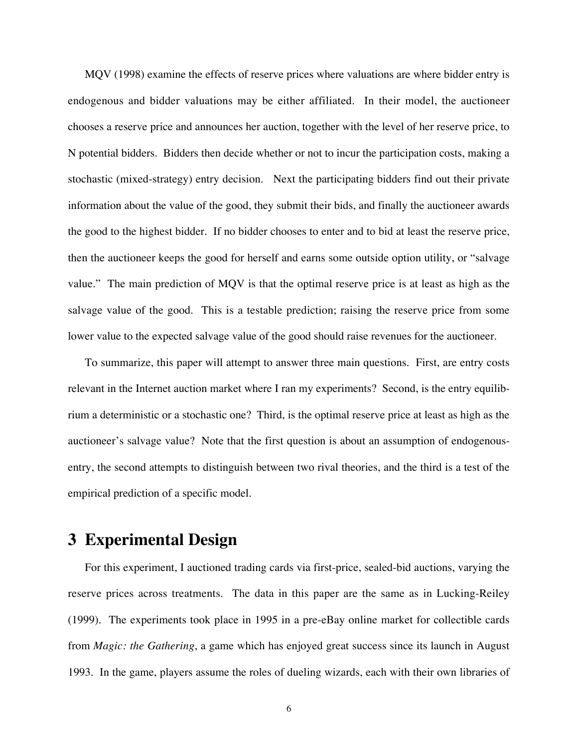MQV (1998) examine the effects of reserve prices where valuations are where bidder entry is endogenous and bidder valuations may be either affiliated. In their model, the auctioneer chooses a reserve price and announces her auction, together with the level of her reserve price, to N potential bidders. Bidders then decide whether or not to incur the participation costs, making a stochastic (mixed-strategy) entry decision. Next the participating bidders find out their private information about the value of the good, they submit their bids, and finally the auctioneer awards the good to the highest bidder. If no bidder chooses to enter and to bid at least the reserve price, then the auctioneer keeps the good for herself and earns some outside option utility, or "salvage value." The main prediction of MQV is that the optimal reserve price is at least as high as the salvage value of the good. This is a testable prediction; raising the reserve price from some lower value to the expected salvage value of the good should raise revenues for the auctioneer.

To summarize, this paper will attempt to answer three main questions. First, are entry costs relevant in the Internet auction market where I ran my experiments? Second, is the entry equilibrium a deterministic or a stochastic one? Third, is the optimal reserve price at least as high as the auctioneer's salvage value? Note that the first question is about an assumption of endogenous-entry, the second attempts to distinguish between two rival theories, and the third is a test of the empirical prediction of a specific model.

# 3 Experimental Design

For this experiment, I auctioned trading cards via first-price, sealed-bid auctions, varying the reserve prices across treatments. The data in this paper are the same as in Lucking-Reiley (1999). The experiments took place in 1995 in a pre-eBay online market for collectible cards from *Magic: the Gathering*, a game which has enjoyed great success since its launch in August 1993. In the game, players assume the roles of dueling wizards, each with their own libraries of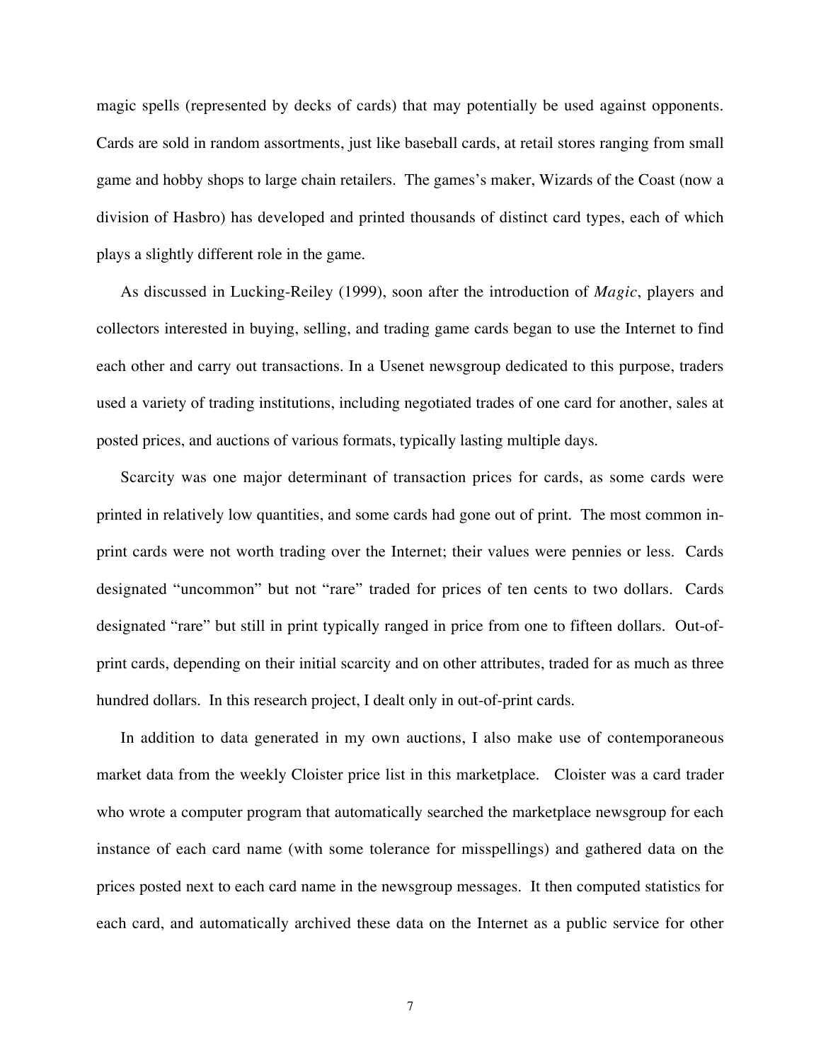magic spells (represented by decks of cards) that may potentially be used against opponents. Cards are sold in random assortments, just like baseball cards, at retail stores ranging from small game and hobby shops to large chain retailers. The games's maker, Wizards of the Coast (now a division of Hasbro) has developed and printed thousands of distinct card types, each of which plays a slightly different role in the game.

As discussed in Lucking-Reiley (1999), soon after the introduction of *Magic*, players and collectors interested in buying, selling, and trading game cards began to use the Internet to find each other and carry out transactions. In a Usenet newsgroup dedicated to this purpose, traders used a variety of trading institutions, including negotiated trades of one card for another, sales at posted prices, and auctions of various formats, typically lasting multiple days.

Scarcity was one major determinant of transaction prices for cards, as some cards were printed in relatively low quantities, and some cards had gone out of print. The most common in-print cards were not worth trading over the Internet; their values were pennies or less. Cards designated "uncommon" but not "rare" traded for prices of ten cents to two dollars. Cards designated "rare" but still in print typically ranged in price from one to fifteen dollars. Out-of-print cards, depending on their initial scarcity and on other attributes, traded for as much as three hundred dollars. In this research project, I dealt only in out-of-print cards.

In addition to data generated in my own auctions, I also make use of contemporaneous market data from the weekly Cloister price list in this marketplace. Cloister was a card trader who wrote a computer program that automatically searched the marketplace newsgroup for each instance of each card name (with some tolerance for misspellings) and gathered data on the prices posted next to each card name in the newsgroup messages. It then computed statistics for each card, and automatically archived these data on the Internet as a public service for other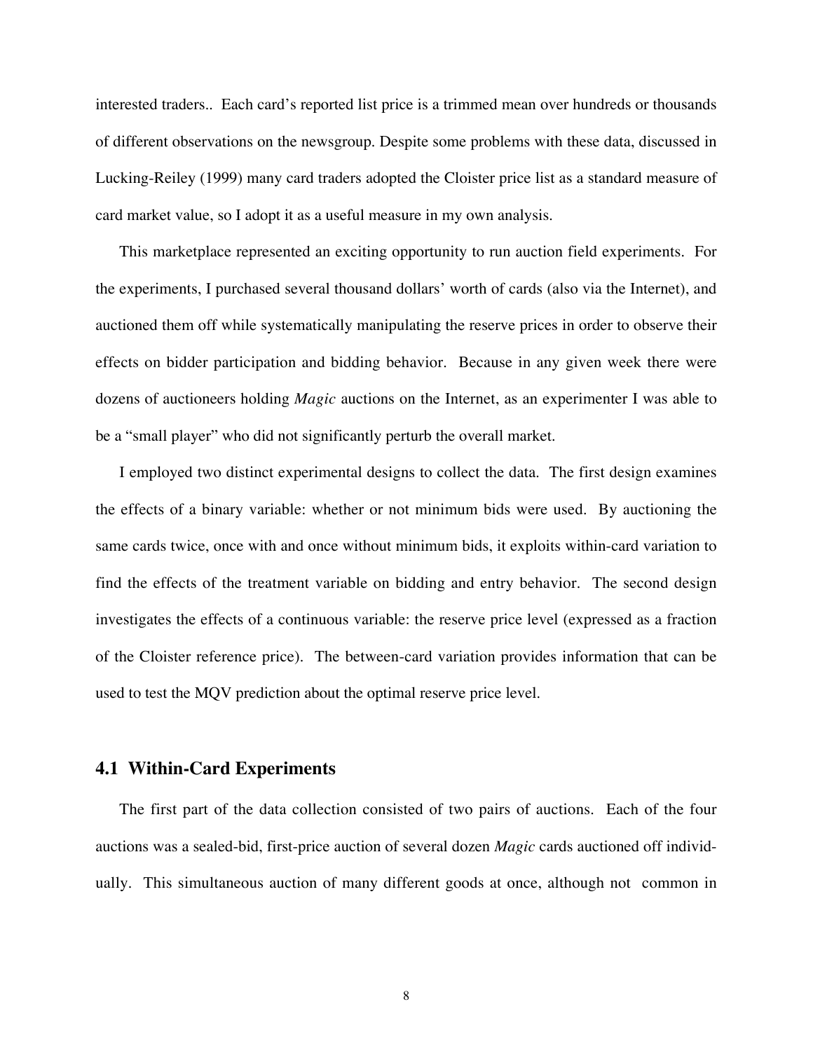interested traders.. Each card's reported list price is a trimmed mean over hundreds or thousands of different observations on the newsgroup. Despite some problems with these data, discussed in Lucking-Reiley (1999) many card traders adopted the Cloister price list as a standard measure of card market value, so I adopt it as a useful measure in my own analysis.

This marketplace represented an exciting opportunity to run auction field experiments. For the experiments, I purchased several thousand dollars' worth of cards (also via the Internet), and auctioned them off while systematically manipulating the reserve prices in order to observe their effects on bidder participation and bidding behavior. Because in any given week there were dozens of auctioneers holding *Magic* auctions on the Internet, as an experimenter I was able to be a "small player" who did not significantly perturb the overall market.

I employed two distinct experimental designs to collect the data. The first design examines the effects of a binary variable: whether or not minimum bids were used. By auctioning the same cards twice, once with and once without minimum bids, it exploits within-card variation to find the effects of the treatment variable on bidding and entry behavior. The second design investigates the effects of a continuous variable: the reserve price level (expressed as a fraction of the Cloister reference price). The between-card variation provides information that can be used to test the MQV prediction about the optimal reserve price level.

## 4.1 Within-Card Experiments

The first part of the data collection consisted of two pairs of auctions. Each of the four auctions was a sealed-bid, first-price auction of several dozen *Magic* cards auctioned off individually. This simultaneous auction of many different goods at once, although not common in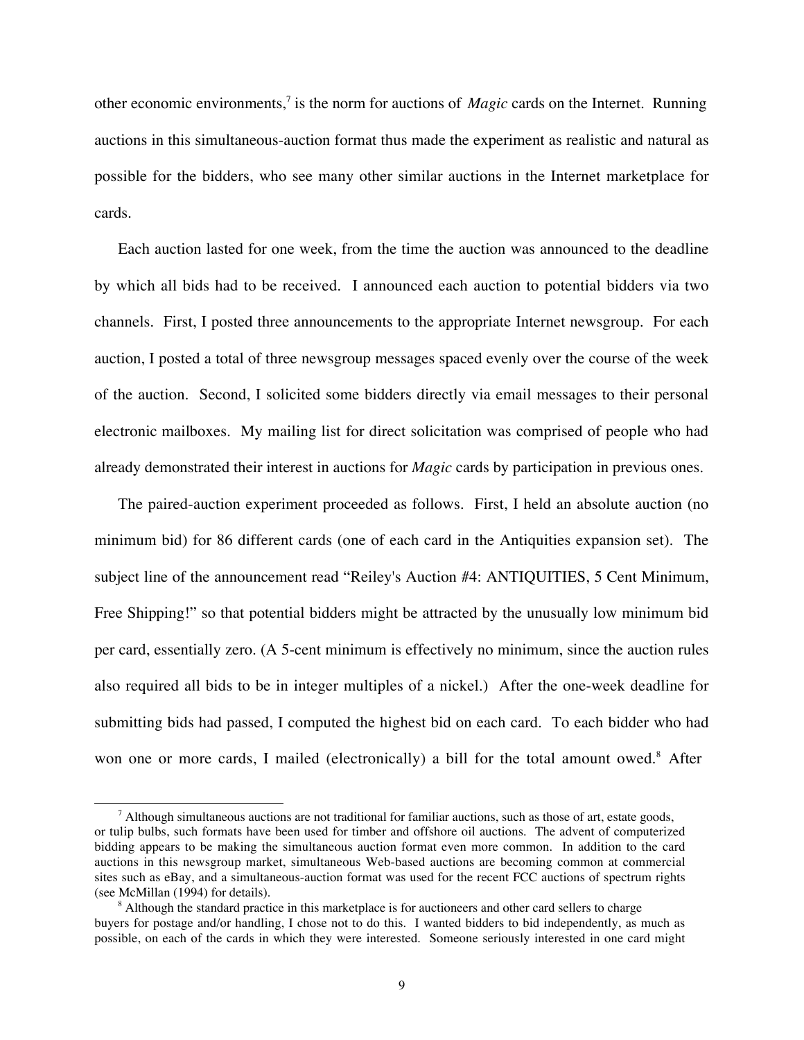other economic environments,[7] is the norm for auctions of *Magic* cards on the Internet. Running auctions in this simultaneous-auction format thus made the experiment as realistic and natural as possible for the bidders, who see many other similar auctions in the Internet marketplace for cards.

Each auction lasted for one week, from the time the auction was announced to the deadline by which all bids had to be received. I announced each auction to potential bidders via two channels. First, I posted three announcements to the appropriate Internet newsgroup. For each auction, I posted a total of three newsgroup messages spaced evenly over the course of the week of the auction. Second, I solicited some bidders directly via email messages to their personal electronic mailboxes. My mailing list for direct solicitation was comprised of people who had already demonstrated their interest in auctions for *Magic* cards by participation in previous ones.

The paired-auction experiment proceeded as follows. First, I held an absolute auction (no minimum bid) for 86 different cards (one of each card in the Antiquities expansion set). The subject line of the announcement read "Reiley's Auction #4: ANTIQUITIES, 5 Cent Minimum, Free Shipping!" so that potential bidders might be attracted by the unusually low minimum bid per card, essentially zero. (A 5-cent minimum is effectively no minimum, since the auction rules also required all bids to be in integer multiples of a nickel.) After the one-week deadline for submitting bids had passed, I computed the highest bid on each card. To each bidder who had won one or more cards, I mailed (electronically) a bill for the total amount owed.[8] After

---

[7] Although simultaneous auctions are not traditional for familiar auctions, such as those of art, estate goods, or tulip bulbs, such formats have been used for timber and offshore oil auctions. The advent of computerized bidding appears to be making the simultaneous auction format even more common. In addition to the card auctions in this newsgroup market, simultaneous Web-based auctions are becoming common at commercial sites such as eBay, and a simultaneous-auction format was used for the recent FCC auctions of spectrum rights (see McMillan (1994) for details).

[8] Although the standard practice in this marketplace is for auctioneers and other card sellers to charge buyers for postage and/or handling, I chose not to do this. I wanted bidders to bid independently, as much as possible, on each of the cards in which they were interested. Someone seriously interested in one card might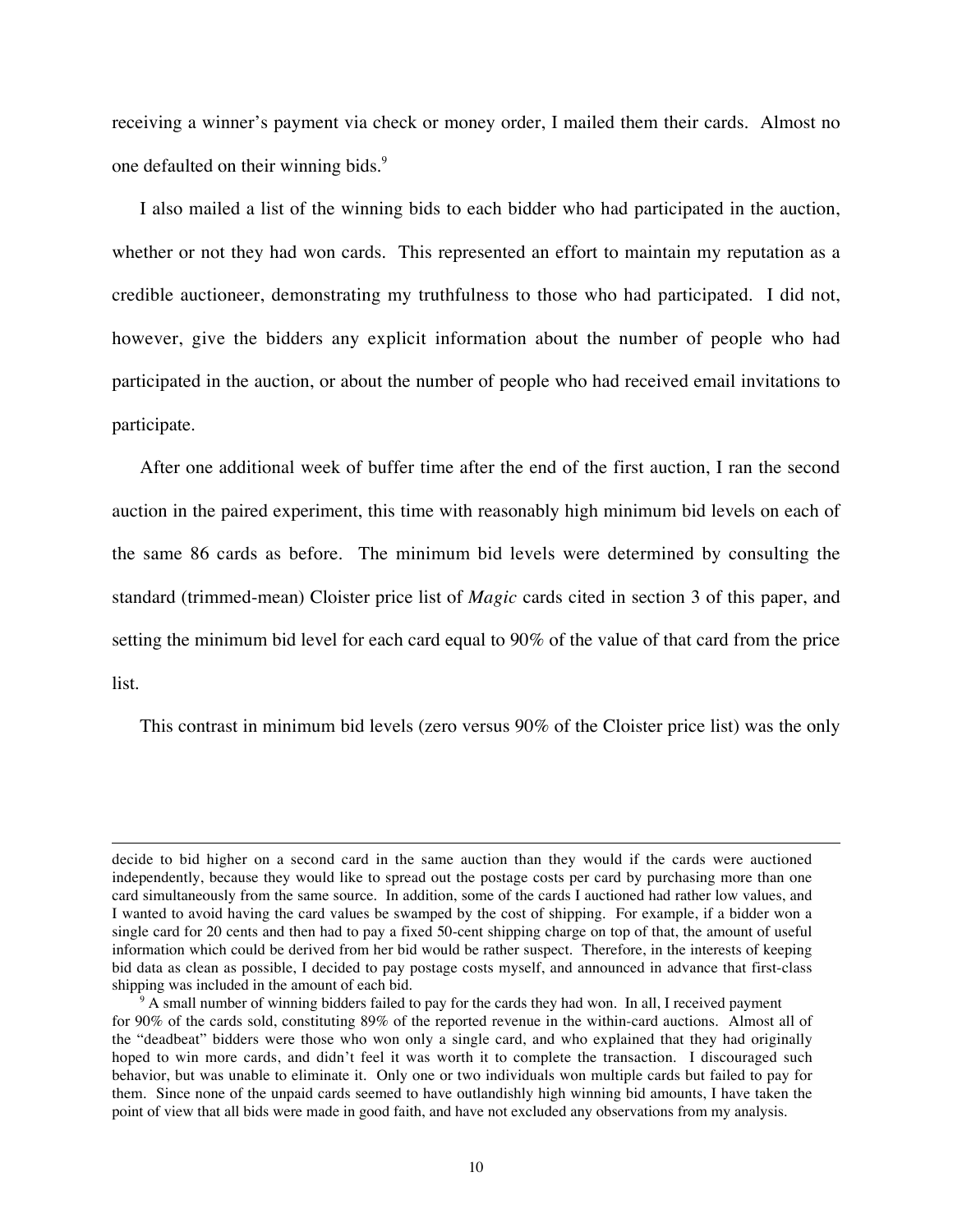receiving a winner's payment via check or money order, I mailed them their cards. Almost no one defaulted on their winning bids.[9]

I also mailed a list of the winning bids to each bidder who had participated in the auction, whether or not they had won cards. This represented an effort to maintain my reputation as a credible auctioneer, demonstrating my truthfulness to those who had participated. I did not, however, give the bidders any explicit information about the number of people who had participated in the auction, or about the number of people who had received email invitations to participate.

After one additional week of buffer time after the end of the first auction, I ran the second auction in the paired experiment, this time with reasonably high minimum bid levels on each of the same 86 cards as before. The minimum bid levels were determined by consulting the standard (trimmed-mean) Cloister price list of *Magic* cards cited in section 3 of this paper, and setting the minimum bid level for each card equal to 90% of the value of that card from the price list.

This contrast in minimum bid levels (zero versus 90% of the Cloister price list) was the only

---

decide to bid higher on a second card in the same auction than they would if the cards were auctioned independently, because they would like to spread out the postage costs per card by purchasing more than one card simultaneously from the same source. In addition, some of the cards I auctioned had rather low values, and I wanted to avoid having the card values be swamped by the cost of shipping. For example, if a bidder won a single card for 20 cents and then had to pay a fixed 50-cent shipping charge on top of that, the amount of useful information which could be derived from her bid would be rather suspect. Therefore, in the interests of keeping bid data as clean as possible, I decided to pay postage costs myself, and announced in advance that first-class shipping was included in the amount of each bid.

[9] A small number of winning bidders failed to pay for the cards they had won. In all, I received payment for 90% of the cards sold, constituting 89% of the reported revenue in the within-card auctions. Almost all of the "deadbeat" bidders were those who won only a single card, and who explained that they had originally hoped to win more cards, and didn't feel it was worth it to complete the transaction. I discouraged such behavior, but was unable to eliminate it. Only one or two individuals won multiple cards but failed to pay for them. Since none of the unpaid cards seemed to have outlandishly high winning bid amounts, I have taken the point of view that all bids were made in good faith, and have not excluded any observations from my analysis.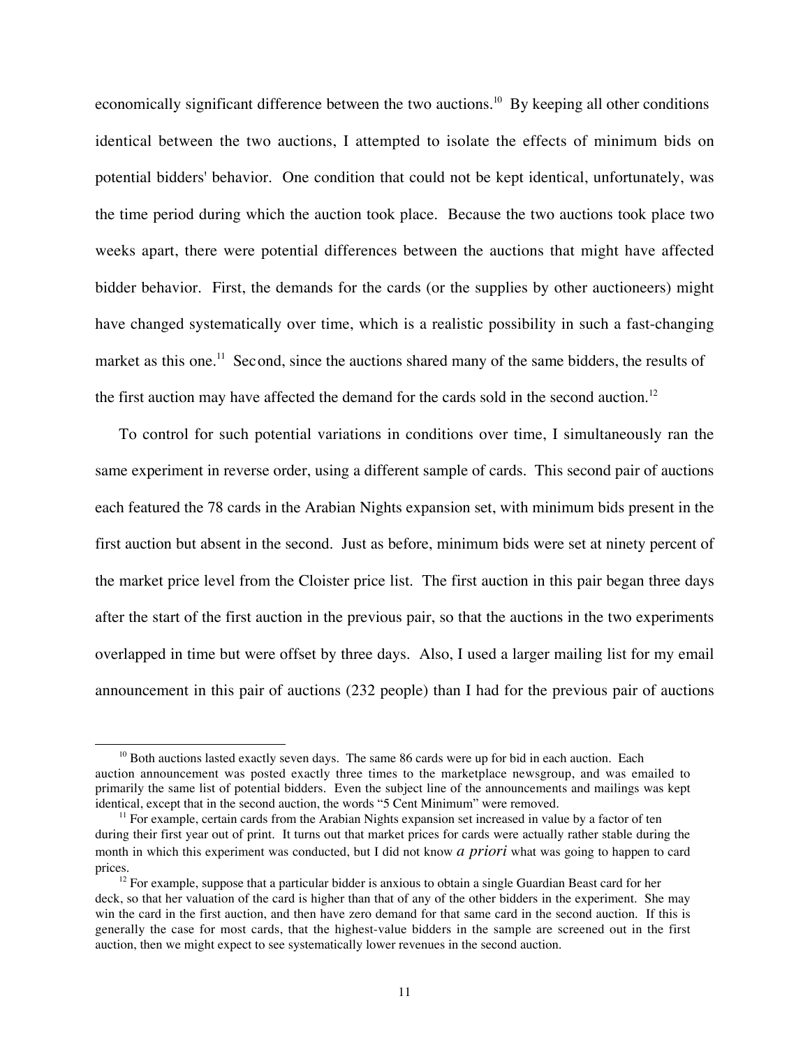economically significant difference between the two auctions.[10] By keeping all other conditions identical between the two auctions, I attempted to isolate the effects of minimum bids on potential bidders' behavior. One condition that could not be kept identical, unfortunately, was the time period during which the auction took place. Because the two auctions took place two weeks apart, there were potential differences between the auctions that might have affected bidder behavior. First, the demands for the cards (or the supplies by other auctioneers) might have changed systematically over time, which is a realistic possibility in such a fast-changing market as this one.[11] Second, since the auctions shared many of the same bidders, the results of the first auction may have affected the demand for the cards sold in the second auction.[12]

To control for such potential variations in conditions over time, I simultaneously ran the same experiment in reverse order, using a different sample of cards. This second pair of auctions each featured the 78 cards in the Arabian Nights expansion set, with minimum bids present in the first auction but absent in the second. Just as before, minimum bids were set at ninety percent of the market price level from the Cloister price list. The first auction in this pair began three days after the start of the first auction in the previous pair, so that the auctions in the two experiments overlapped in time but were offset by three days. Also, I used a larger mailing list for my email announcement in this pair of auctions (232 people) than I had for the previous pair of auctions

---

[10] Both auctions lasted exactly seven days. The same 86 cards were up for bid in each auction. Each auction announcement was posted exactly three times to the marketplace newsgroup, and was emailed to primarily the same list of potential bidders. Even the subject line of the announcements and mailings was kept identical, except that in the second auction, the words "5 Cent Minimum" were removed.

[11] For example, certain cards from the Arabian Nights expansion set increased in value by a factor of ten during their first year out of print. It turns out that market prices for cards were actually rather stable during the month in which this experiment was conducted, but I did not know *a priori* what was going to happen to card prices.

[12] For example, suppose that a particular bidder is anxious to obtain a single Guardian Beast card for her deck, so that her valuation of the card is higher than that of any of the other bidders in the experiment. She may win the card in the first auction, and then have zero demand for that same card in the second auction. If this is generally the case for most cards, that the highest-value bidders in the sample are screened out in the first auction, then we might expect to see systematically lower revenues in the second auction.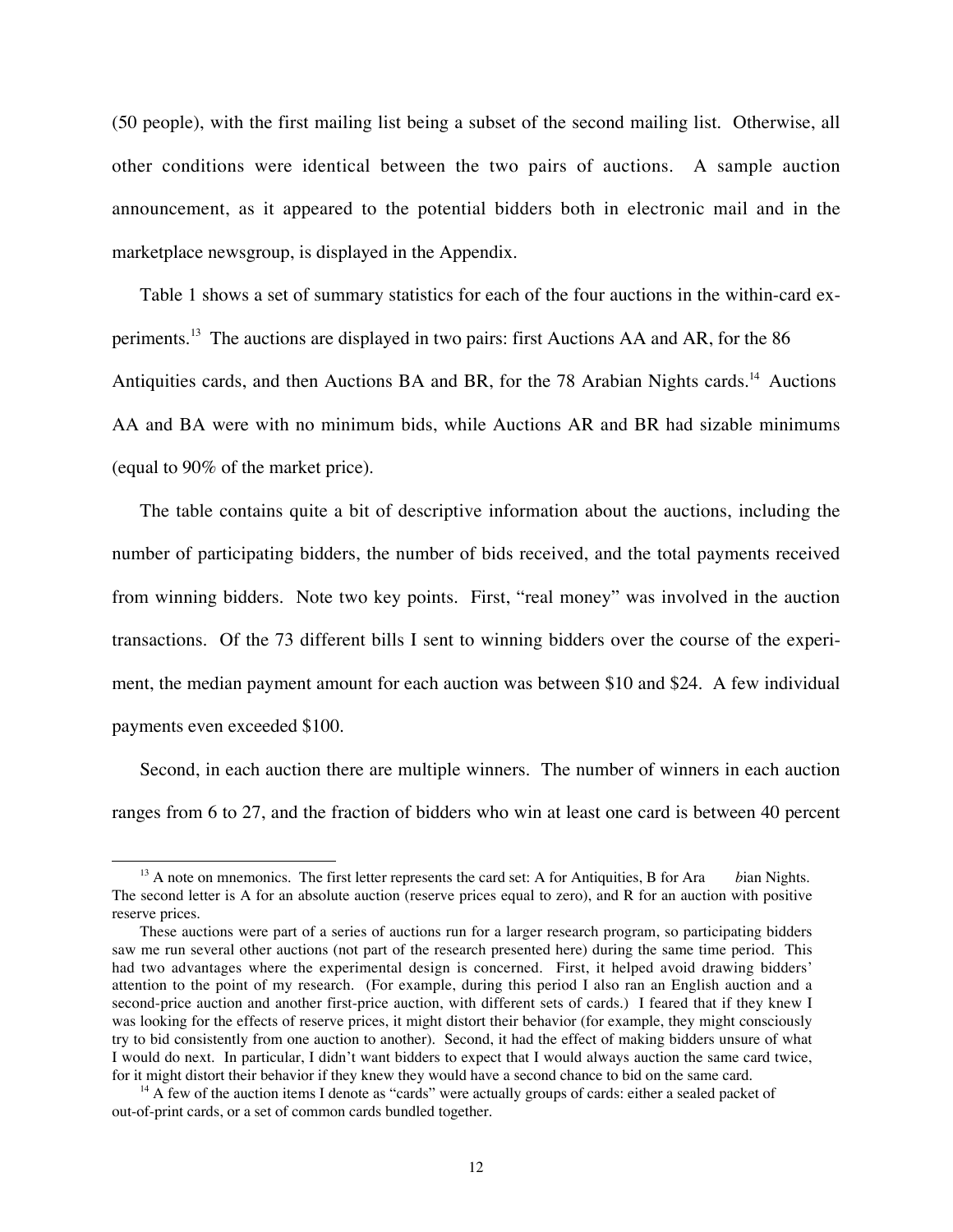(50 people), with the first mailing list being a subset of the second mailing list. Otherwise, all other conditions were identical between the two pairs of auctions. A sample auction announcement, as it appeared to the potential bidders both in electronic mail and in the marketplace newsgroup, is displayed in the Appendix.

Table 1 shows a set of summary statistics for each of the four auctions in the within-card experiments.[13] The auctions are displayed in two pairs: first Auctions AA and AR, for the 86 Antiquities cards, and then Auctions BA and BR, for the 78 Arabian Nights cards.[14] Auctions AA and BA were with no minimum bids, while Auctions AR and BR had sizable minimums (equal to 90% of the market price).

The table contains quite a bit of descriptive information about the auctions, including the number of participating bidders, the number of bids received, and the total payments received from winning bidders. Note two key points. First, "real money" was involved in the auction transactions. Of the 73 different bills I sent to winning bidders over the course of the experiment, the median payment amount for each auction was between \$10 and \$24. A few individual payments even exceeded \$100.

Second, in each auction there are multiple winners. The number of winners in each auction ranges from 6 to 27, and the fraction of bidders who win at least one card is between 40 percent

---

[13] A note on mnemonics. The first letter represents the card set: A for Antiquities, B for Ara*b*ian Nights. The second letter is A for an absolute auction (reserve prices equal to zero), and R for an auction with positive reserve prices.

These auctions were part of a series of auctions run for a larger research program, so participating bidders saw me run several other auctions (not part of the research presented here) during the same time period. This had two advantages where the experimental design is concerned. First, it helped avoid drawing bidders' attention to the point of my research. (For example, during this period I also ran an English auction and a second-price auction and another first-price auction, with different sets of cards.) I feared that if they knew I was looking for the effects of reserve prices, it might distort their behavior (for example, they might consciously try to bid consistently from one auction to another). Second, it had the effect of making bidders unsure of what I would do next. In particular, I didn't want bidders to expect that I would always auction the same card twice, for it might distort their behavior if they knew they would have a second chance to bid on the same card.

[14] A few of the auction items I denote as "cards" were actually groups of cards: either a sealed packet of out-of-print cards, or a set of common cards bundled together.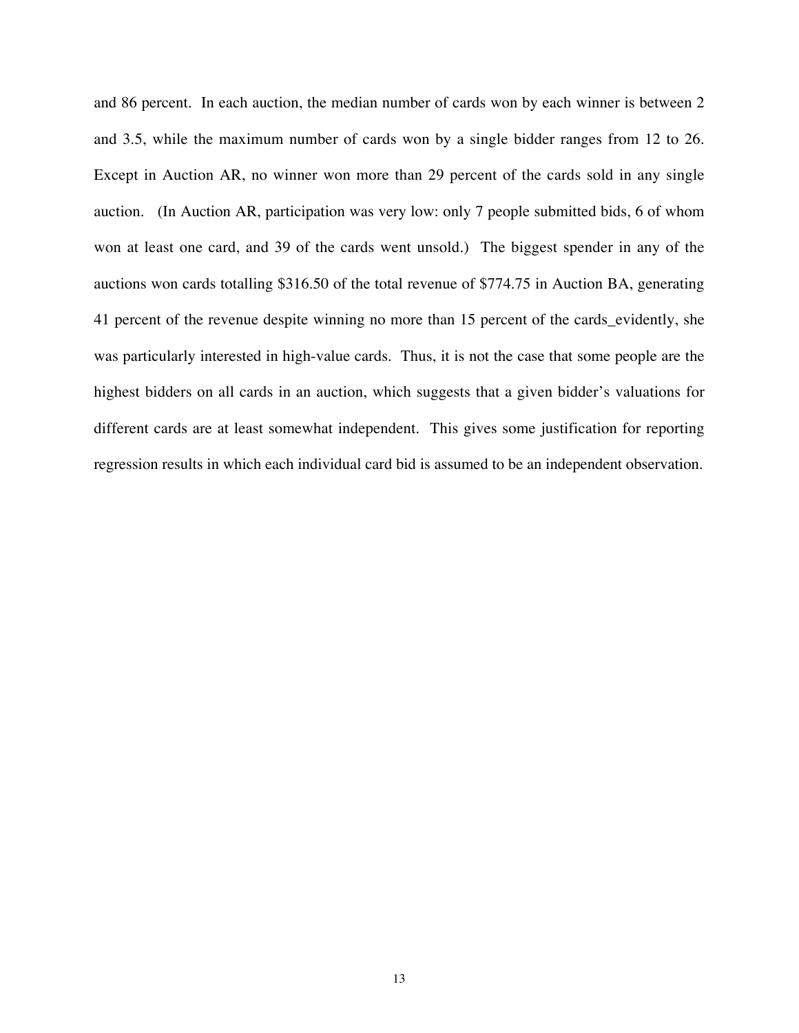and 86 percent. In each auction, the median number of cards won by each winner is between 2 and 3.5, while the maximum number of cards won by a single bidder ranges from 12 to 26. Except in Auction AR, no winner won more than 29 percent of the cards sold in any single auction. (In Auction AR, participation was very low: only 7 people submitted bids, 6 of whom won at least one card, and 39 of the cards went unsold.) The biggest spender in any of the auctions won cards totalling \$316.50 of the total revenue of \$774.75 in Auction BA, generating 41 percent of the revenue despite winning no more than 15 percent of the cards_evidently, she was particularly interested in high-value cards. Thus, it is not the case that some people are the highest bidders on all cards in an auction, which suggests that a given bidder's valuations for different cards are at least somewhat independent. This gives some justification for reporting regression results in which each individual card bid is assumed to be an independent observation.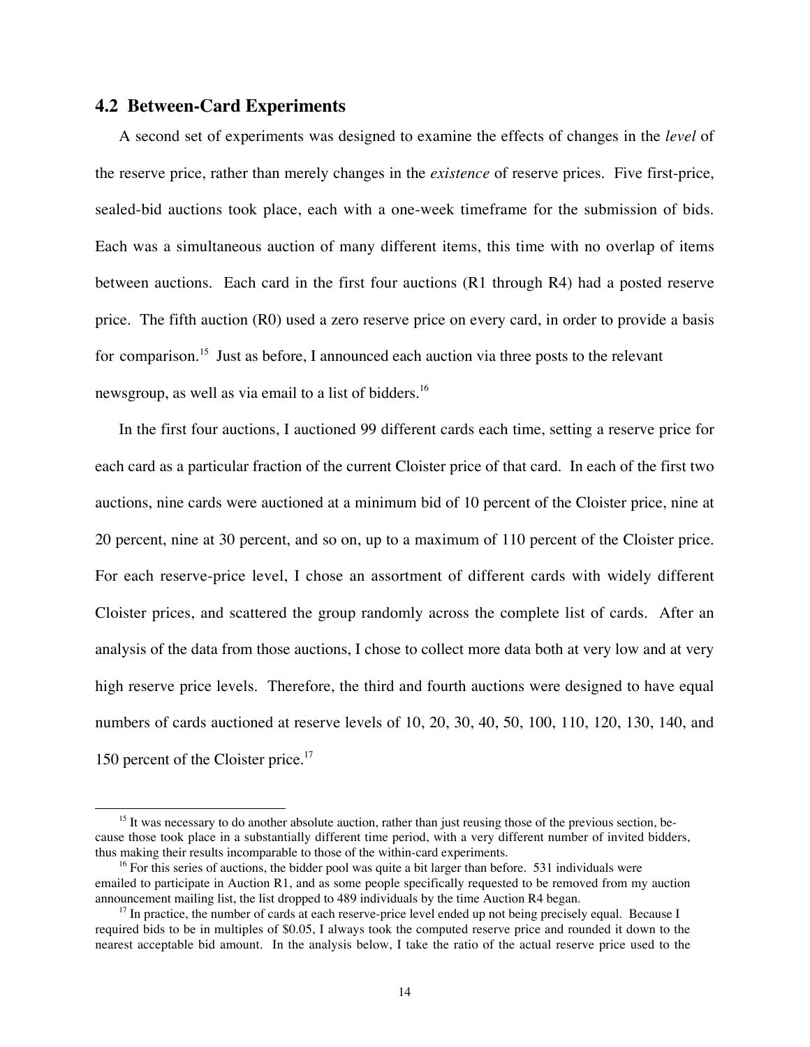## 4.2 Between-Card Experiments

A second set of experiments was designed to examine the effects of changes in the *level* of the reserve price, rather than merely changes in the *existence* of reserve prices. Five first-price, sealed-bid auctions took place, each with a one-week timeframe for the submission of bids. Each was a simultaneous auction of many different items, this time with no overlap of items between auctions. Each card in the first four auctions (R1 through R4) had a posted reserve price. The fifth auction (R0) used a zero reserve price on every card, in order to provide a basis for comparison.[15] Just as before, I announced each auction via three posts to the relevant newsgroup, as well as via email to a list of bidders.[16]

In the first four auctions, I auctioned 99 different cards each time, setting a reserve price for each card as a particular fraction of the current Cloister price of that card. In each of the first two auctions, nine cards were auctioned at a minimum bid of 10 percent of the Cloister price, nine at 20 percent, nine at 30 percent, and so on, up to a maximum of 110 percent of the Cloister price. For each reserve-price level, I chose an assortment of different cards with widely different Cloister prices, and scattered the group randomly across the complete list of cards. After an analysis of the data from those auctions, I chose to collect more data both at very low and at very high reserve price levels. Therefore, the third and fourth auctions were designed to have equal numbers of cards auctioned at reserve levels of 10, 20, 30, 40, 50, 100, 110, 120, 130, 140, and 150 percent of the Cloister price.[17]

[15] It was necessary to do another absolute auction, rather than just reusing those of the previous section, because those took place in a substantially different time period, with a very different number of invited bidders, thus making their results incomparable to those of the within-card experiments.

[16] For this series of auctions, the bidder pool was quite a bit larger than before. 531 individuals were emailed to participate in Auction R1, and as some people specifically requested to be removed from my auction announcement mailing list, the list dropped to 489 individuals by the time Auction R4 began.

[17] In practice, the number of cards at each reserve-price level ended up not being precisely equal. Because I required bids to be in multiples of \$0.05, I always took the computed reserve price and rounded it down to the nearest acceptable bid amount. In the analysis below, I take the ratio of the actual reserve price used to the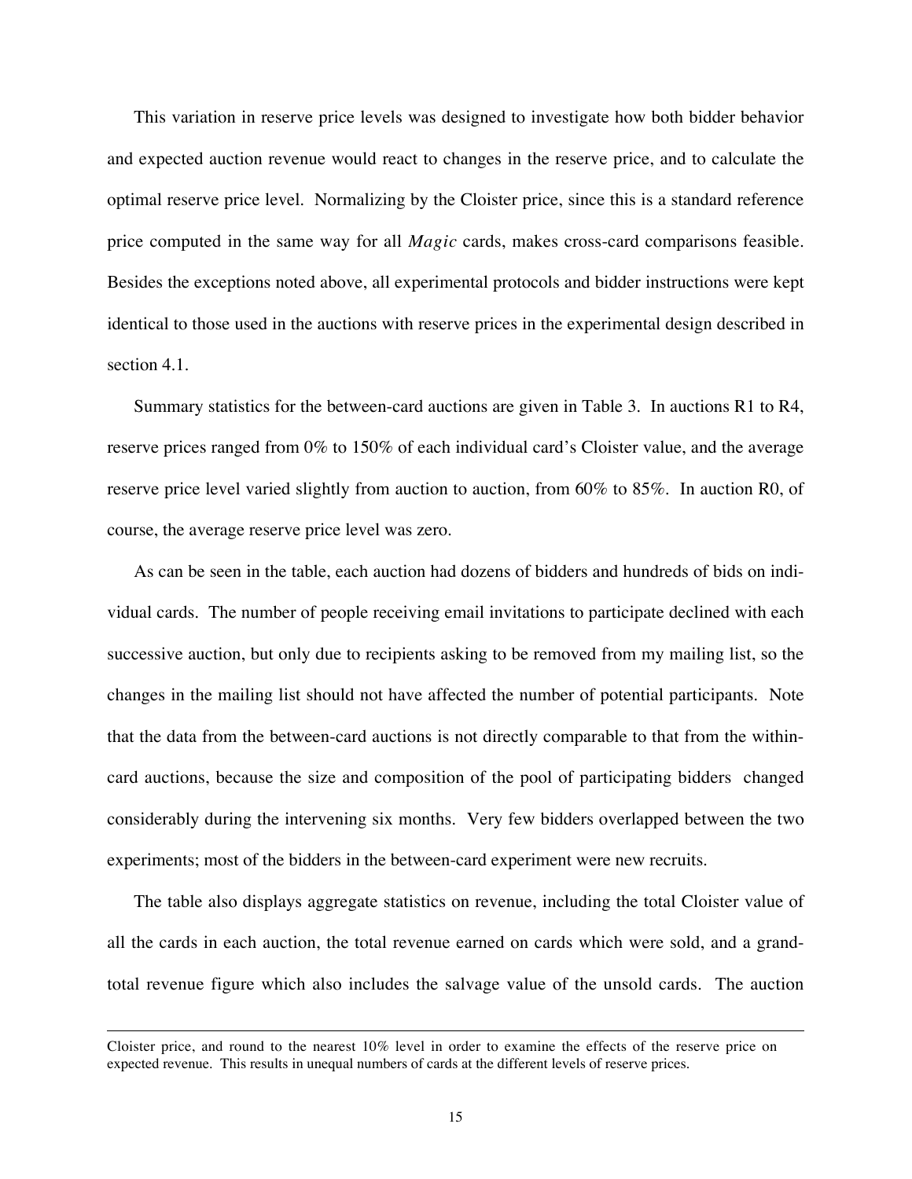This variation in reserve price levels was designed to investigate how both bidder behavior and expected auction revenue would react to changes in the reserve price, and to calculate the optimal reserve price level. Normalizing by the Cloister price, since this is a standard reference price computed in the same way for all *Magic* cards, makes cross-card comparisons feasible. Besides the exceptions noted above, all experimental protocols and bidder instructions were kept identical to those used in the auctions with reserve prices in the experimental design described in section 4.1.

Summary statistics for the between-card auctions are given in Table 3. In auctions R1 to R4, reserve prices ranged from 0% to 150% of each individual card's Cloister value, and the average reserve price level varied slightly from auction to auction, from 60% to 85%. In auction R0, of course, the average reserve price level was zero.

As can be seen in the table, each auction had dozens of bidders and hundreds of bids on individual cards. The number of people receiving email invitations to participate declined with each successive auction, but only due to recipients asking to be removed from my mailing list, so the changes in the mailing list should not have affected the number of potential participants. Note that the data from the between-card auctions is not directly comparable to that from the within-card auctions, because the size and composition of the pool of participating bidders changed considerably during the intervening six months. Very few bidders overlapped between the two experiments; most of the bidders in the between-card experiment were new recruits.

The table also displays aggregate statistics on revenue, including the total Cloister value of all the cards in each auction, the total revenue earned on cards which were sold, and a grand-total revenue figure which also includes the salvage value of the unsold cards. The auction

---

Cloister price, and round to the nearest 10% level in order to examine the effects of the reserve price on expected revenue. This results in unequal numbers of cards at the different levels of reserve prices.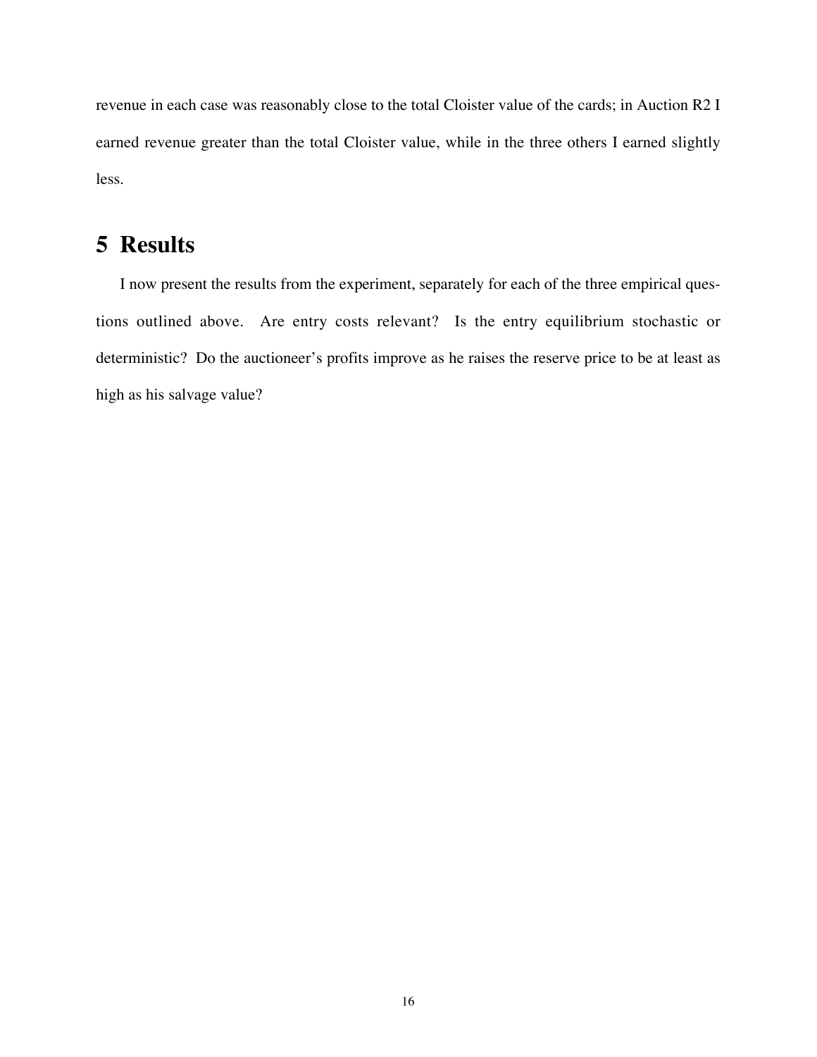revenue in each case was reasonably close to the total Cloister value of the cards; in Auction R2 I earned revenue greater than the total Cloister value, while in the three others I earned slightly less.

# 5 Results

I now present the results from the experiment, separately for each of the three empirical questions outlined above. Are entry costs relevant? Is the entry equilibrium stochastic or deterministic? Do the auctioneer's profits improve as he raises the reserve price to be at least as high as his salvage value?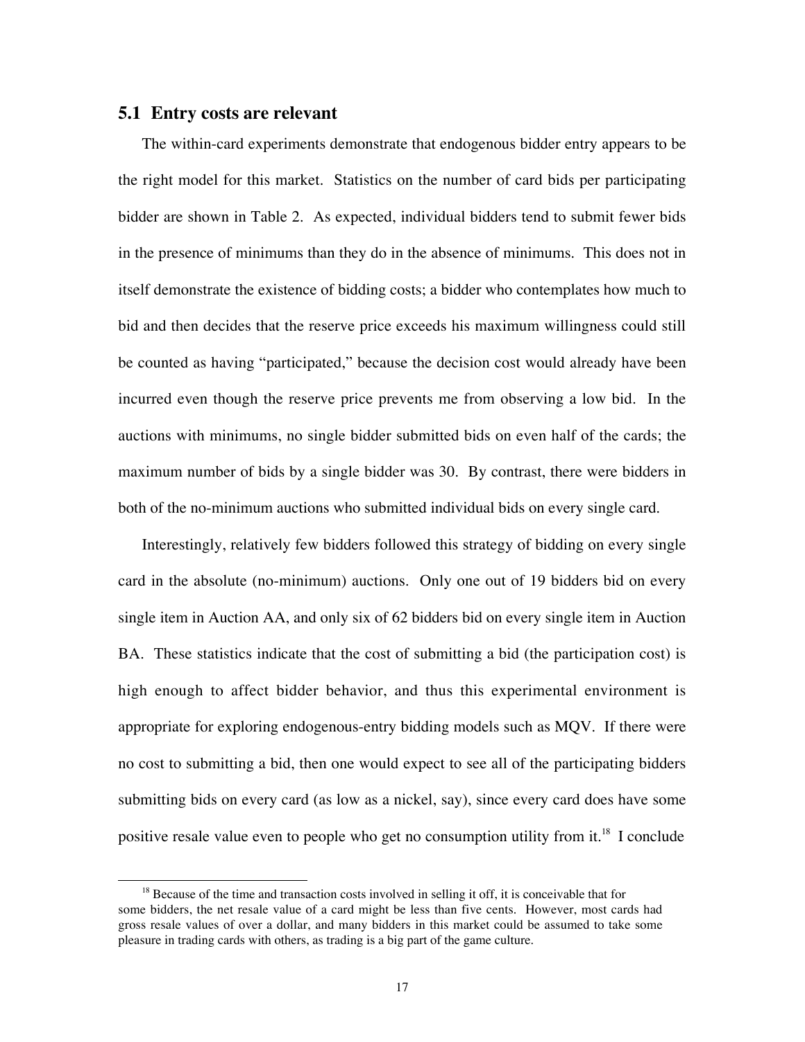### 5.1 Entry costs are relevant

The within-card experiments demonstrate that endogenous bidder entry appears to be the right model for this market. Statistics on the number of card bids per participating bidder are shown in Table 2. As expected, individual bidders tend to submit fewer bids in the presence of minimums than they do in the absence of minimums. This does not in itself demonstrate the existence of bidding costs; a bidder who contemplates how much to bid and then decides that the reserve price exceeds his maximum willingness could still be counted as having "participated," because the decision cost would already have been incurred even though the reserve price prevents me from observing a low bid. In the auctions with minimums, no single bidder submitted bids on even half of the cards; the maximum number of bids by a single bidder was 30. By contrast, there were bidders in both of the no-minimum auctions who submitted individual bids on every single card.

Interestingly, relatively few bidders followed this strategy of bidding on every single card in the absolute (no-minimum) auctions. Only one out of 19 bidders bid on every single item in Auction AA, and only six of 62 bidders bid on every single item in Auction BA. These statistics indicate that the cost of submitting a bid (the participation cost) is high enough to affect bidder behavior, and thus this experimental environment is appropriate for exploring endogenous-entry bidding models such as MQV. If there were no cost to submitting a bid, then one would expect to see all of the participating bidders submitting bids on every card (as low as a nickel, say), since every card does have some positive resale value even to people who get no consumption utility from it.[18] I conclude

[18] Because of the time and transaction costs involved in selling it off, it is conceivable that for some bidders, the net resale value of a card might be less than five cents. However, most cards had gross resale values of over a dollar, and many bidders in this market could be assumed to take some pleasure in trading cards with others, as trading is a big part of the game culture.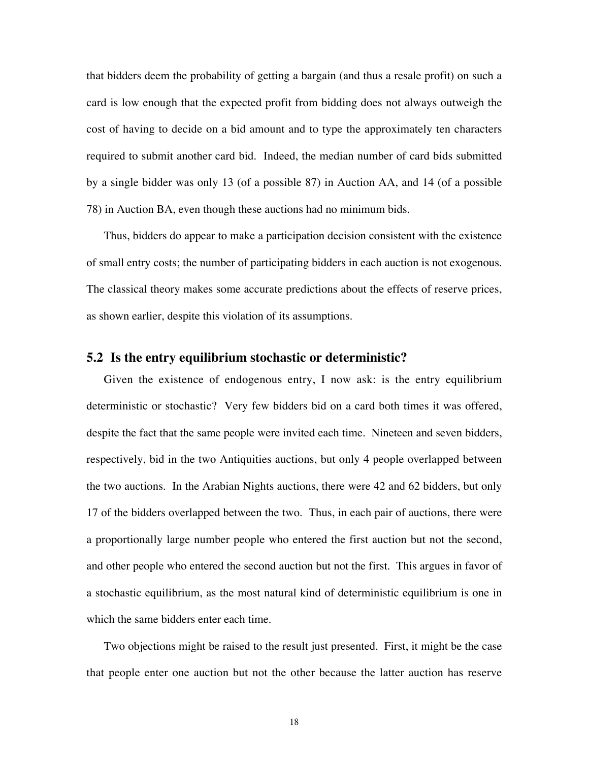that bidders deem the probability of getting a bargain (and thus a resale profit) on such a card is low enough that the expected profit from bidding does not always outweigh the cost of having to decide on a bid amount and to type the approximately ten characters required to submit another card bid. Indeed, the median number of card bids submitted by a single bidder was only 13 (of a possible 87) in Auction AA, and 14 (of a possible 78) in Auction BA, even though these auctions had no minimum bids.

Thus, bidders do appear to make a participation decision consistent with the existence of small entry costs; the number of participating bidders in each auction is not exogenous. The classical theory makes some accurate predictions about the effects of reserve prices, as shown earlier, despite this violation of its assumptions.

## 5.2 Is the entry equilibrium stochastic or deterministic?

Given the existence of endogenous entry, I now ask: is the entry equilibrium deterministic or stochastic? Very few bidders bid on a card both times it was offered, despite the fact that the same people were invited each time. Nineteen and seven bidders, respectively, bid in the two Antiquities auctions, but only 4 people overlapped between the two auctions. In the Arabian Nights auctions, there were 42 and 62 bidders, but only 17 of the bidders overlapped between the two. Thus, in each pair of auctions, there were a proportionally large number people who entered the first auction but not the second, and other people who entered the second auction but not the first. This argues in favor of a stochastic equilibrium, as the most natural kind of deterministic equilibrium is one in which the same bidders enter each time.

Two objections might be raised to the result just presented. First, it might be the case that people enter one auction but not the other because the latter auction has reserve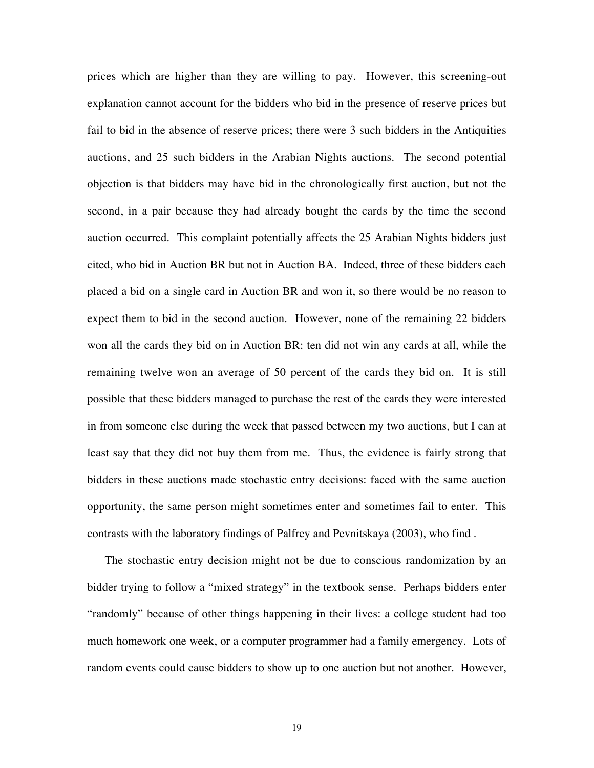prices which are higher than they are willing to pay. However, this screening-out explanation cannot account for the bidders who bid in the presence of reserve prices but fail to bid in the absence of reserve prices; there were 3 such bidders in the Antiquities auctions, and 25 such bidders in the Arabian Nights auctions. The second potential objection is that bidders may have bid in the chronologically first auction, but not the second, in a pair because they had already bought the cards by the time the second auction occurred. This complaint potentially affects the 25 Arabian Nights bidders just cited, who bid in Auction BR but not in Auction BA. Indeed, three of these bidders each placed a bid on a single card in Auction BR and won it, so there would be no reason to expect them to bid in the second auction. However, none of the remaining 22 bidders won all the cards they bid on in Auction BR: ten did not win any cards at all, while the remaining twelve won an average of 50 percent of the cards they bid on. It is still possible that these bidders managed to purchase the rest of the cards they were interested in from someone else during the week that passed between my two auctions, but I can at least say that they did not buy them from me. Thus, the evidence is fairly strong that bidders in these auctions made stochastic entry decisions: faced with the same auction opportunity, the same person might sometimes enter and sometimes fail to enter. This contrasts with the laboratory findings of Palfrey and Pevnitskaya (2003), who find .

The stochastic entry decision might not be due to conscious randomization by an bidder trying to follow a "mixed strategy" in the textbook sense. Perhaps bidders enter "randomly" because of other things happening in their lives: a college student had too much homework one week, or a computer programmer had a family emergency. Lots of random events could cause bidders to show up to one auction but not another. However,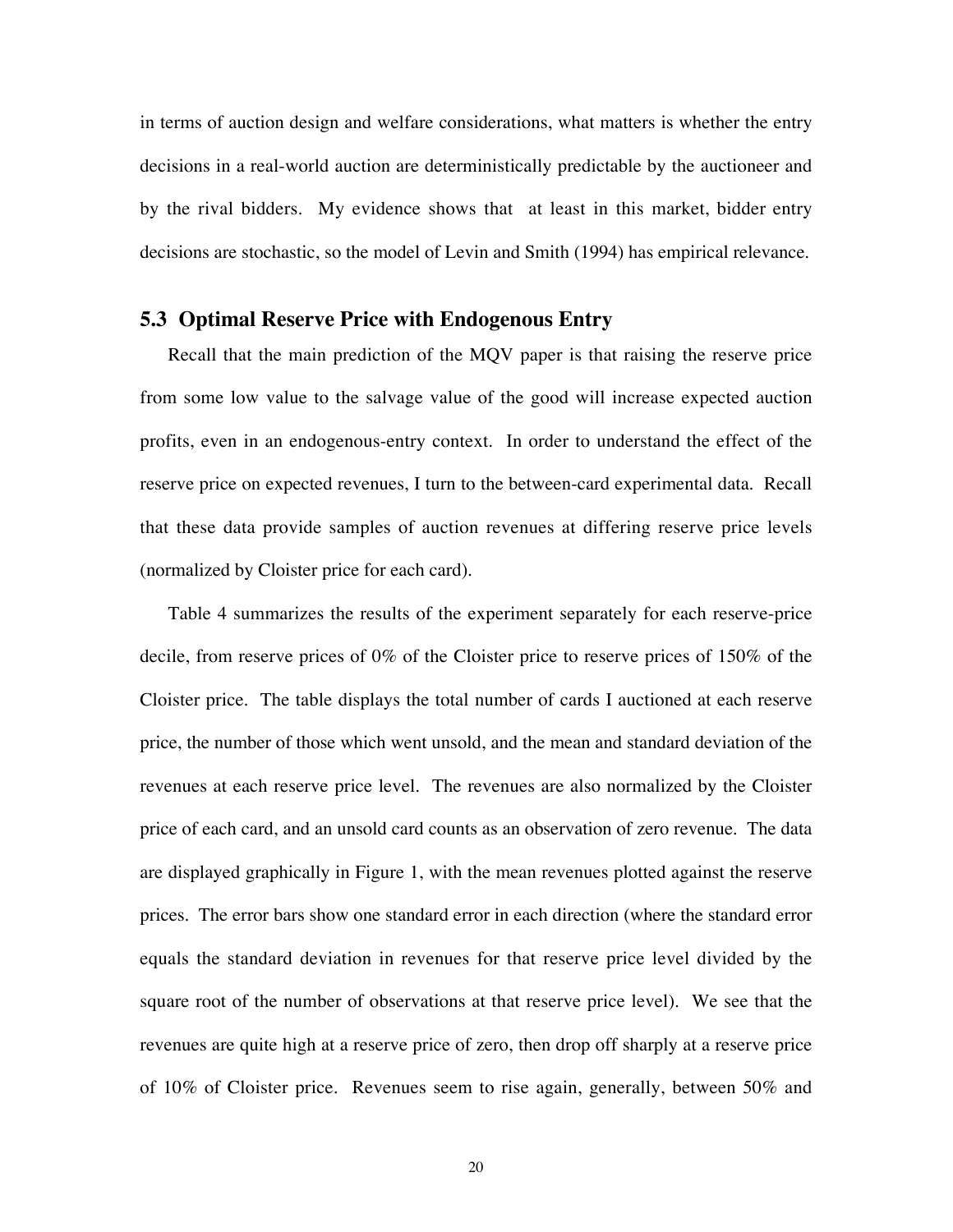in terms of auction design and welfare considerations, what matters is whether the entry decisions in a real-world auction are deterministically predictable by the auctioneer and by the rival bidders. My evidence shows that at least in this market, bidder entry decisions are stochastic, so the model of Levin and Smith (1994) has empirical relevance.

### 5.3 Optimal Reserve Price with Endogenous Entry

Recall that the main prediction of the MQV paper is that raising the reserve price from some low value to the salvage value of the good will increase expected auction profits, even in an endogenous-entry context. In order to understand the effect of the reserve price on expected revenues, I turn to the between-card experimental data. Recall that these data provide samples of auction revenues at differing reserve price levels (normalized by Cloister price for each card).

Table 4 summarizes the results of the experiment separately for each reserve-price decile, from reserve prices of 0% of the Cloister price to reserve prices of 150% of the Cloister price. The table displays the total number of cards I auctioned at each reserve price, the number of those which went unsold, and the mean and standard deviation of the revenues at each reserve price level. The revenues are also normalized by the Cloister price of each card, and an unsold card counts as an observation of zero revenue. The data are displayed graphically in Figure 1, with the mean revenues plotted against the reserve prices. The error bars show one standard error in each direction (where the standard error equals the standard deviation in revenues for that reserve price level divided by the square root of the number of observations at that reserve price level). We see that the revenues are quite high at a reserve price of zero, then drop off sharply at a reserve price of 10% of Cloister price. Revenues seem to rise again, generally, between 50% and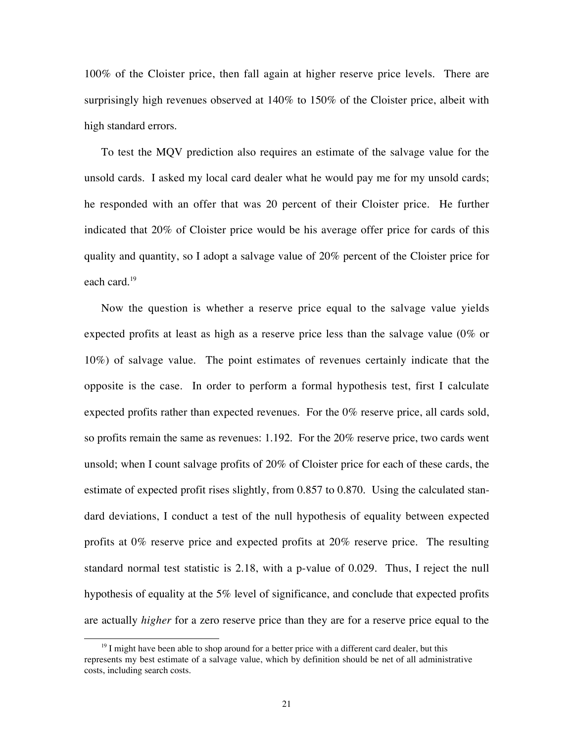100% of the Cloister price, then fall again at higher reserve price levels. There are surprisingly high revenues observed at 140% to 150% of the Cloister price, albeit with high standard errors.

To test the MQV prediction also requires an estimate of the salvage value for the unsold cards. I asked my local card dealer what he would pay me for my unsold cards; he responded with an offer that was 20 percent of their Cloister price. He further indicated that 20% of Cloister price would be his average offer price for cards of this quality and quantity, so I adopt a salvage value of 20% percent of the Cloister price for each card.[19]

Now the question is whether a reserve price equal to the salvage value yields expected profits at least as high as a reserve price less than the salvage value (0% or 10%) of salvage value. The point estimates of revenues certainly indicate that the opposite is the case. In order to perform a formal hypothesis test, first I calculate expected profits rather than expected revenues. For the 0% reserve price, all cards sold, so profits remain the same as revenues: 1.192. For the 20% reserve price, two cards went unsold; when I count salvage profits of 20% of Cloister price for each of these cards, the estimate of expected profit rises slightly, from 0.857 to 0.870. Using the calculated standard deviations, I conduct a test of the null hypothesis of equality between expected profits at 0% reserve price and expected profits at 20% reserve price. The resulting standard normal test statistic is 2.18, with a p-value of 0.029. Thus, I reject the null hypothesis of equality at the 5% level of significance, and conclude that expected profits are actually *higher* for a zero reserve price than they are for a reserve price equal to the

[19] I might have been able to shop around for a better price with a different card dealer, but this represents my best estimate of a salvage value, which by definition should be net of all administrative costs, including search costs.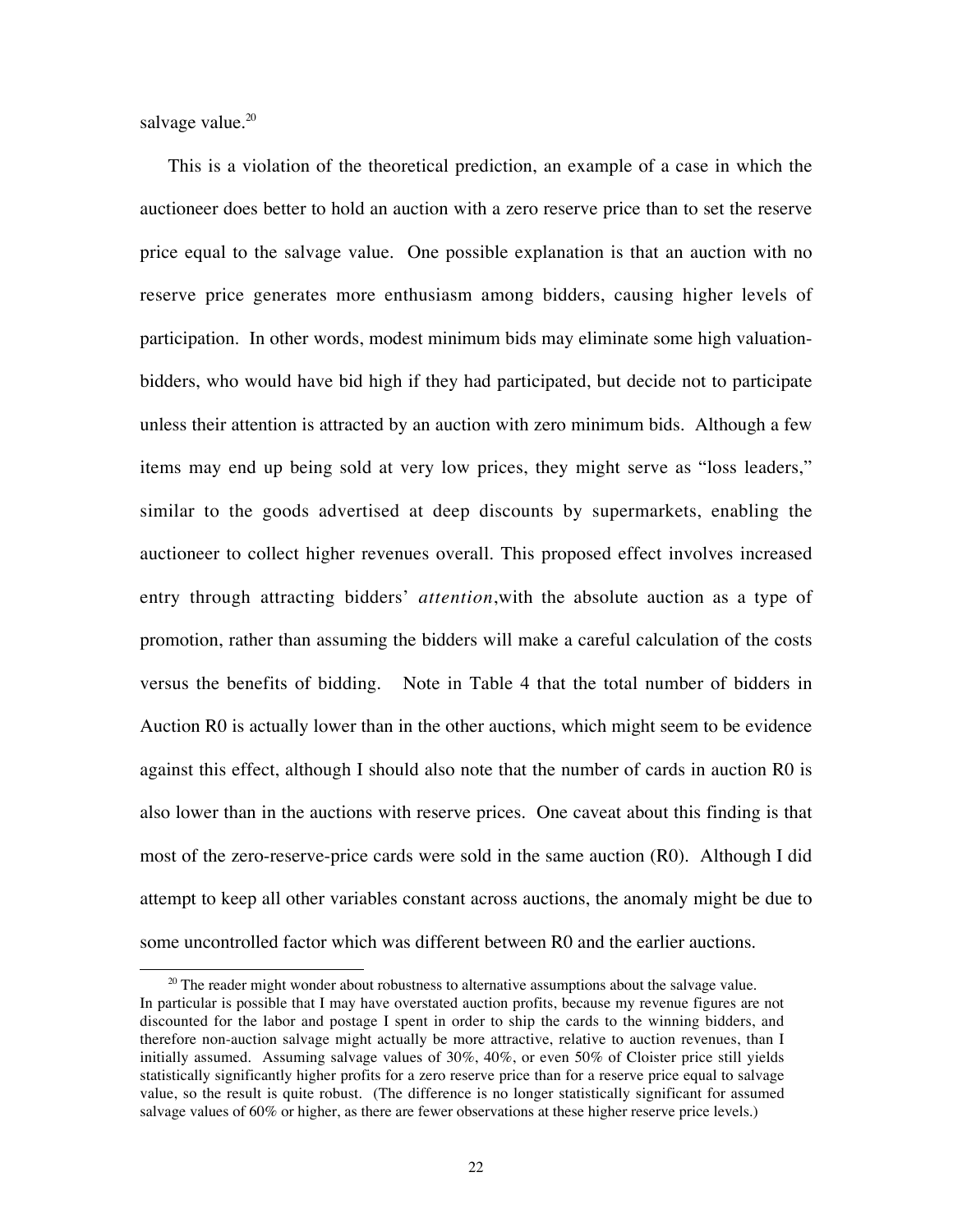salvage value.[20]

This is a violation of the theoretical prediction, an example of a case in which the auctioneer does better to hold an auction with a zero reserve price than to set the reserve price equal to the salvage value. One possible explanation is that an auction with no reserve price generates more enthusiasm among bidders, causing higher levels of participation. In other words, modest minimum bids may eliminate some high valuation-bidders, who would have bid high if they had participated, but decide not to participate unless their attention is attracted by an auction with zero minimum bids. Although a few items may end up being sold at very low prices, they might serve as "loss leaders," similar to the goods advertised at deep discounts by supermarkets, enabling the auctioneer to collect higher revenues overall. This proposed effect involves increased entry through attracting bidders' *attention*,with the absolute auction as a type of promotion, rather than assuming the bidders will make a careful calculation of the costs versus the benefits of bidding. Note in Table 4 that the total number of bidders in Auction R0 is actually lower than in the other auctions, which might seem to be evidence against this effect, although I should also note that the number of cards in auction R0 is also lower than in the auctions with reserve prices. One caveat about this finding is that most of the zero-reserve-price cards were sold in the same auction (R0). Although I did attempt to keep all other variables constant across auctions, the anomaly might be due to some uncontrolled factor which was different between R0 and the earlier auctions.

[20] The reader might wonder about robustness to alternative assumptions about the salvage value. In particular is possible that I may have overstated auction profits, because my revenue figures are not discounted for the labor and postage I spent in order to ship the cards to the winning bidders, and therefore non-auction salvage might actually be more attractive, relative to auction revenues, than I initially assumed. Assuming salvage values of 30%, 40%, or even 50% of Cloister price still yields statistically significantly higher profits for a zero reserve price than for a reserve price equal to salvage value, so the result is quite robust. (The difference is no longer statistically significant for assumed salvage values of 60% or higher, as there are fewer observations at these higher reserve price levels.)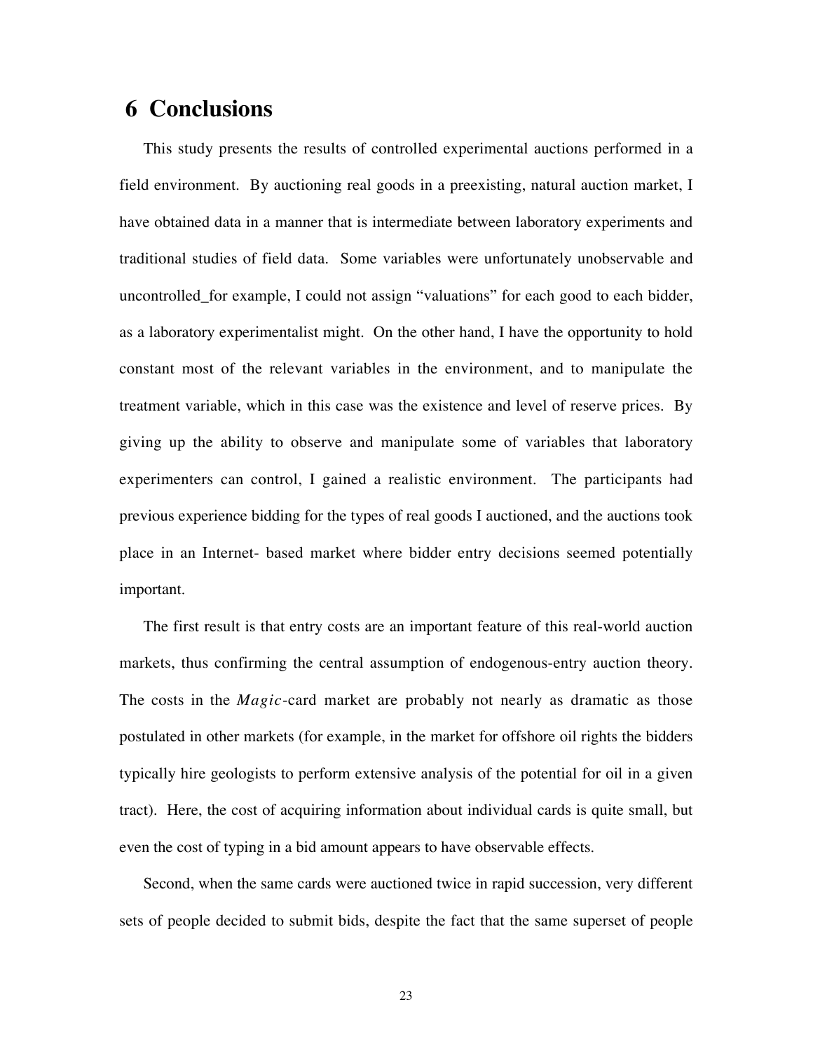# 6 Conclusions

This study presents the results of controlled experimental auctions performed in a field environment. By auctioning real goods in a preexisting, natural auction market, I have obtained data in a manner that is intermediate between laboratory experiments and traditional studies of field data. Some variables were unfortunately unobservable and uncontrolled_for example, I could not assign "valuations" for each good to each bidder, as a laboratory experimentalist might. On the other hand, I have the opportunity to hold constant most of the relevant variables in the environment, and to manipulate the treatment variable, which in this case was the existence and level of reserve prices. By giving up the ability to observe and manipulate some of variables that laboratory experimenters can control, I gained a realistic environment. The participants had previous experience bidding for the types of real goods I auctioned, and the auctions took place in an Internet- based market where bidder entry decisions seemed potentially important.

The first result is that entry costs are an important feature of this real-world auction markets, thus confirming the central assumption of endogenous-entry auction theory. The costs in the *Magic*-card market are probably not nearly as dramatic as those postulated in other markets (for example, in the market for offshore oil rights the bidders typically hire geologists to perform extensive analysis of the potential for oil in a given tract). Here, the cost of acquiring information about individual cards is quite small, but even the cost of typing in a bid amount appears to have observable effects.

Second, when the same cards were auctioned twice in rapid succession, very different sets of people decided to submit bids, despite the fact that the same superset of people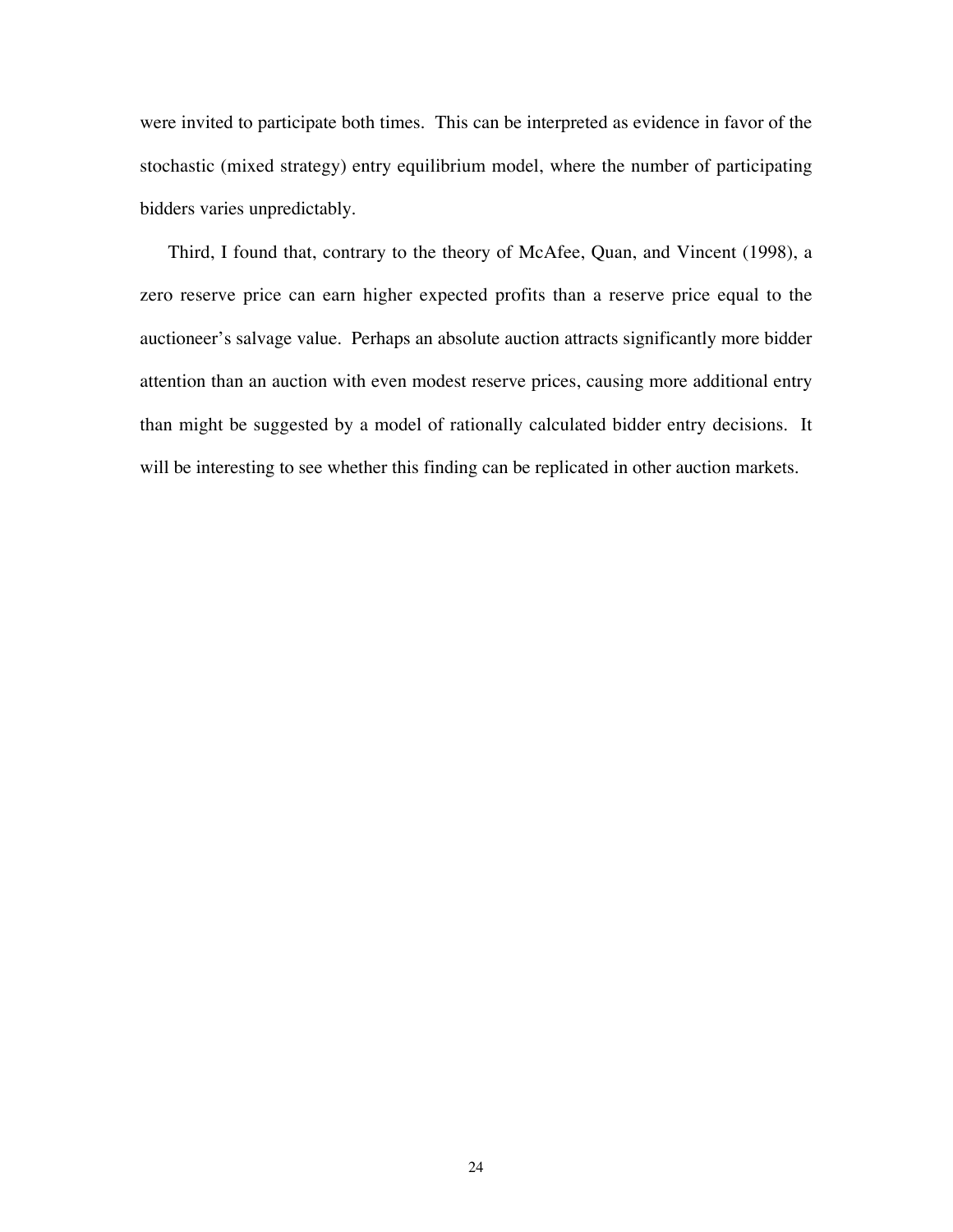were invited to participate both times. This can be interpreted as evidence in favor of the stochastic (mixed strategy) entry equilibrium model, where the number of participating bidders varies unpredictably.

Third, I found that, contrary to the theory of McAfee, Quan, and Vincent (1998), a zero reserve price can earn higher expected profits than a reserve price equal to the auctioneer's salvage value. Perhaps an absolute auction attracts significantly more bidder attention than an auction with even modest reserve prices, causing more additional entry than might be suggested by a model of rationally calculated bidder entry decisions. It will be interesting to see whether this finding can be replicated in other auction markets.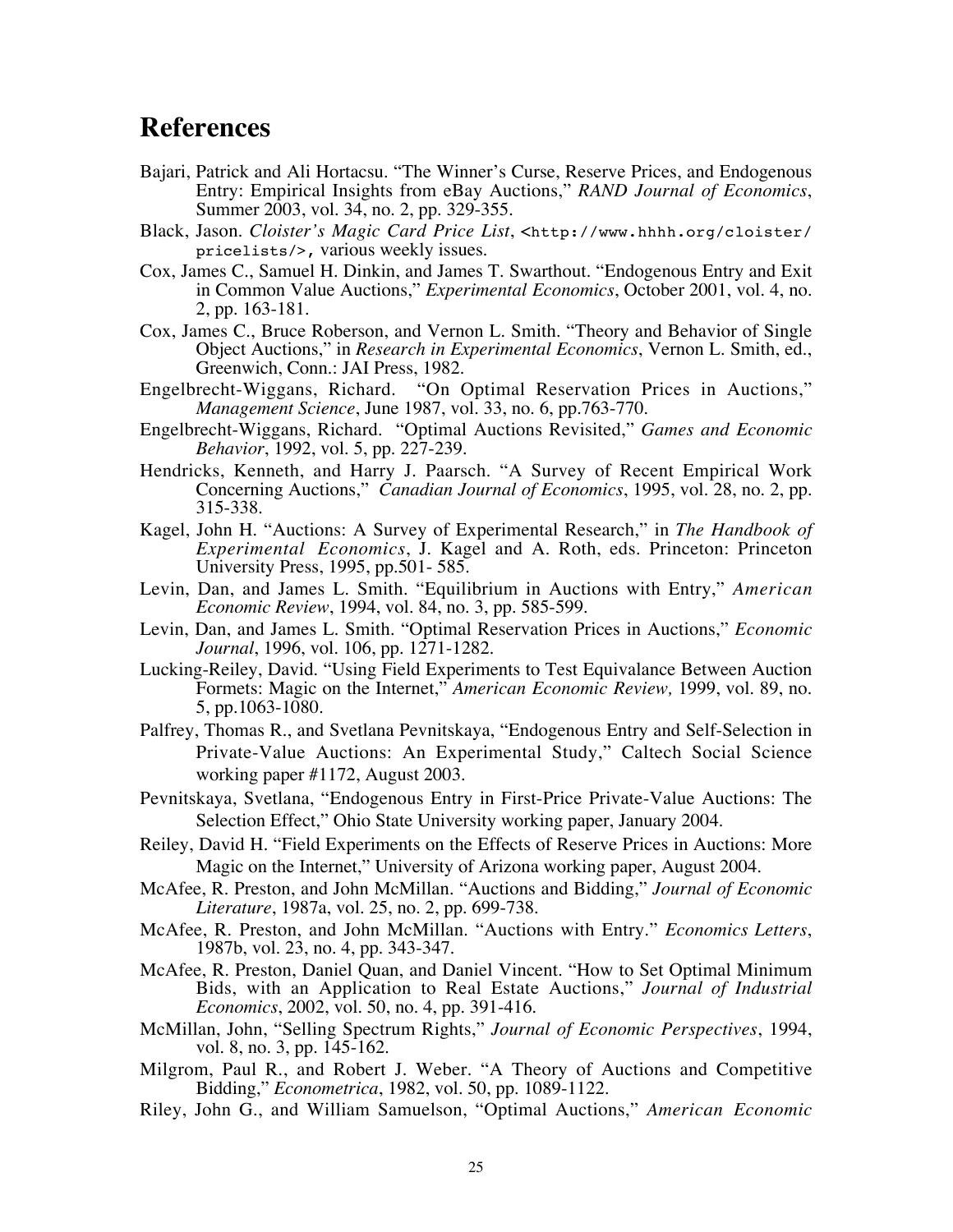# References

Bajari, Patrick and Ali Hortacsu. "The Winner's Curse, Reserve Prices, and Endogenous Entry: Empirical Insights from eBay Auctions," *RAND Journal of Economics*, Summer 2003, vol. 34, no. 2, pp. 329-355.

Black, Jason. *Cloister's Magic Card Price List*, <http://www.hhhh.org/cloister/pricelists/>, various weekly issues.

Cox, James C., Samuel H. Dinkin, and James T. Swarthout. "Endogenous Entry and Exit in Common Value Auctions," *Experimental Economics*, October 2001, vol. 4, no. 2, pp. 163-181.

Cox, James C., Bruce Roberson, and Vernon L. Smith. "Theory and Behavior of Single Object Auctions," in *Research in Experimental Economics*, Vernon L. Smith, ed., Greenwich, Conn.: JAI Press, 1982.

Engelbrecht-Wiggans, Richard. "On Optimal Reservation Prices in Auctions," *Management Science*, June 1987, vol. 33, no. 6, pp.763-770.

Engelbrecht-Wiggans, Richard. "Optimal Auctions Revisited," *Games and Economic Behavior*, 1992, vol. 5, pp. 227-239.

Hendricks, Kenneth, and Harry J. Paarsch. "A Survey of Recent Empirical Work Concerning Auctions," *Canadian Journal of Economics*, 1995, vol. 28, no. 2, pp. 315-338.

Kagel, John H. "Auctions: A Survey of Experimental Research," in *The Handbook of Experimental Economics*, J. Kagel and A. Roth, eds. Princeton: Princeton University Press, 1995, pp.501- 585.

Levin, Dan, and James L. Smith. "Equilibrium in Auctions with Entry," *American Economic Review*, 1994, vol. 84, no. 3, pp. 585-599.

Levin, Dan, and James L. Smith. "Optimal Reservation Prices in Auctions," *Economic Journal*, 1996, vol. 106, pp. 1271-1282.

Lucking-Reiley, David. "Using Field Experiments to Test Equivalance Between Auction Formets: Magic on the Internet," *American Economic Review,* 1999, vol. 89, no. 5, pp.1063-1080.

Palfrey, Thomas R., and Svetlana Pevnitskaya, "Endogenous Entry and Self-Selection in Private-Value Auctions: An Experimental Study," Caltech Social Science working paper #1172, August 2003.

Pevnitskaya, Svetlana, "Endogenous Entry in First-Price Private-Value Auctions: The Selection Effect," Ohio State University working paper, January 2004.

Reiley, David H. "Field Experiments on the Effects of Reserve Prices in Auctions: More Magic on the Internet," University of Arizona working paper, August 2004.

McAfee, R. Preston, and John McMillan. "Auctions and Bidding," *Journal of Economic Literature*, 1987a, vol. 25, no. 2, pp. 699-738.

McAfee, R. Preston, and John McMillan. "Auctions with Entry." *Economics Letters*, 1987b, vol. 23, no. 4, pp. 343-347.

McAfee, R. Preston, Daniel Quan, and Daniel Vincent. "How to Set Optimal Minimum Bids, with an Application to Real Estate Auctions," *Journal of Industrial Economics*, 2002, vol. 50, no. 4, pp. 391-416.

McMillan, John, "Selling Spectrum Rights," *Journal of Economic Perspectives*, 1994, vol. 8, no. 3, pp. 145-162.

Milgrom, Paul R., and Robert J. Weber. "A Theory of Auctions and Competitive Bidding," *Econometrica*, 1982, vol. 50, pp. 1089-1122.

Riley, John G., and William Samuelson, "Optimal Auctions," *American Economic*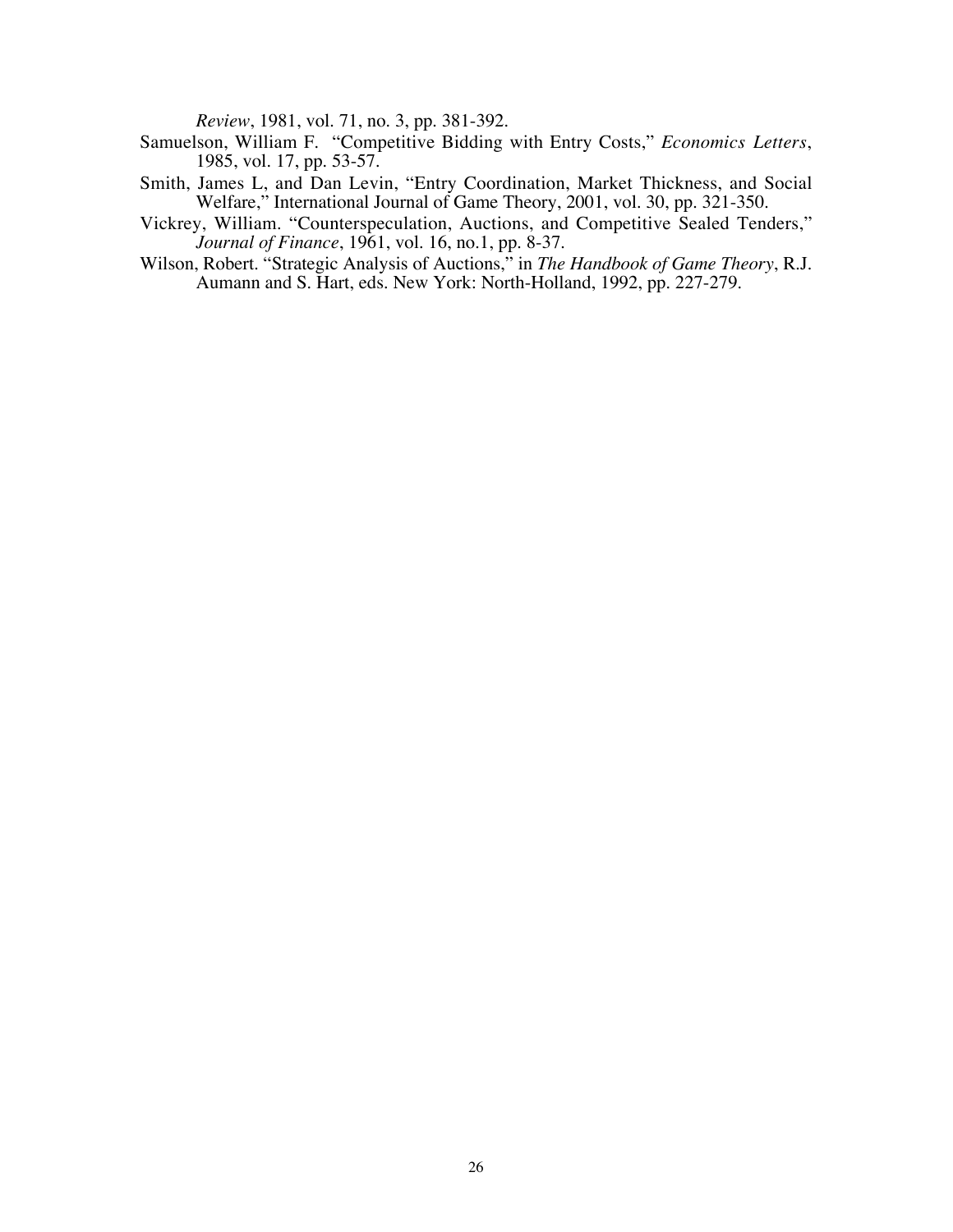*Review*, 1981, vol. 71, no. 3, pp. 381-392.

Samuelson, William F. "Competitive Bidding with Entry Costs," *Economics Letters*, 1985, vol. 17, pp. 53-57.

Smith, James L, and Dan Levin, "Entry Coordination, Market Thickness, and Social Welfare," International Journal of Game Theory, 2001, vol. 30, pp. 321-350.

Vickrey, William. "Counterspeculation, Auctions, and Competitive Sealed Tenders," *Journal of Finance*, 1961, vol. 16, no.1, pp. 8-37.

Wilson, Robert. "Strategic Analysis of Auctions," in *The Handbook of Game Theory*, R.J. Aumann and S. Hart, eds. New York: North-Holland, 1992, pp. 227-279.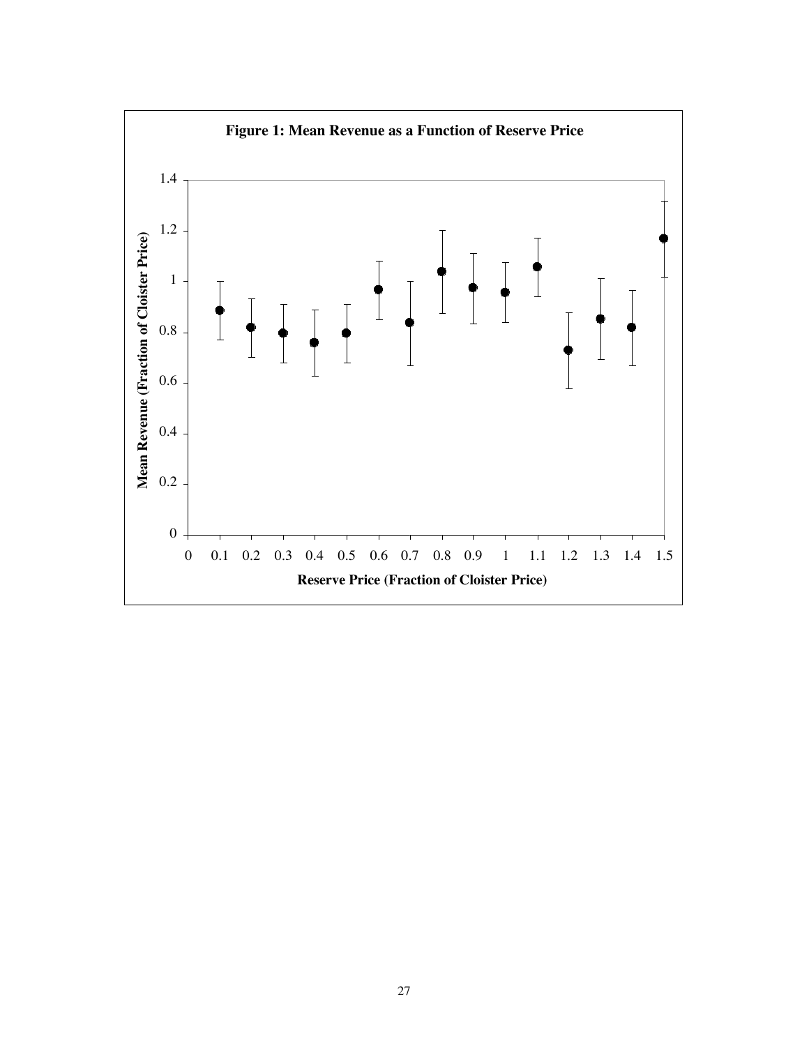**Figure 1: Mean Revenue as a Function of Reserve Price**

Mean Revenue (Fraction of Cloister Price)

1.4
1.2
1
0.8
0.6
0.4
0.2
0

0 0.1 0.2 0.3 0.4 0.5 0.6 0.7 0.8 0.9 1 1.1 1.2 1.3 1.4 1.5

Reserve Price (Fraction of Cloister Price)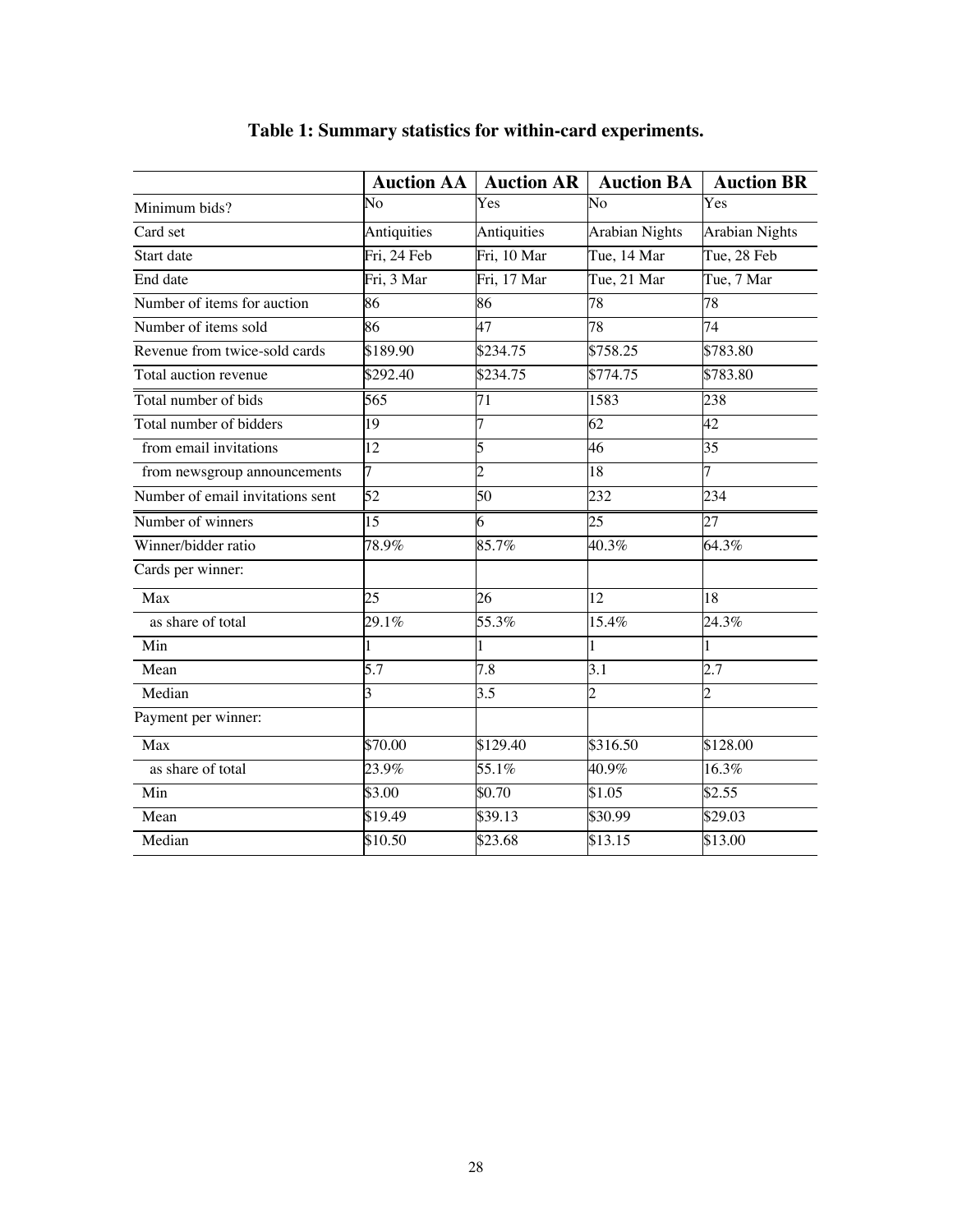**Table 1: Summary statistics for within-card experiments.**

| | Auction AA | Auction AR | Auction BA | Auction BR |
|---|---|---|---|---|
| Minimum bids? | No | Yes | No | Yes |
| Card set | Antiquities | Antiquities | Arabian Nights | Arabian Nights |
| Start date | Fri, 24 Feb | Fri, 10 Mar | Tue, 14 Mar | Tue, 28 Feb |
| End date | Fri, 3 Mar | Fri, 17 Mar | Tue, 21 Mar | Tue, 7 Mar |
| Number of items for auction | 86 | 86 | 78 | 78 |
| Number of items sold | 86 | 47 | 78 | 74 |
| Revenue from twice-sold cards | $189.90 | $234.75 | $758.25 | $783.80 |
| Total auction revenue | $292.40 | $234.75 | $774.75 | $783.80 |
| Total number of bids | 565 | 71 | 1583 | 238 |
| Total number of bidders | 19 | 7 | 62 | 42 |
| from email invitations | 12 | 5 | 46 | 35 |
| from newsgroup announcements | 7 | 2 | 18 | 7 |
| Number of email invitations sent | 52 | 50 | 232 | 234 |
| Number of winners | 15 | 6 | 25 | 27 |
| Winner/bidder ratio | 78.9% | 85.7% | 40.3% | 64.3% |
| Cards per winner: | | | | |
| Max | 25 | 26 | 12 | 18 |
| as share of total | 29.1% | 55.3% | 15.4% | 24.3% |
| Min | 1 | 1 | 1 | 1 |
| Mean | 5.7 | 7.8 | 3.1 | 2.7 |
| Median | 3 | 3.5 | 2 | 2 |
| Payment per winner: | | | | |
| Max | $70.00 | $129.40 | $316.50 | $128.00 |
| as share of total | 23.9% | 55.1% | 40.9% | 16.3% |
| Min | $3.00 | $0.70 | $1.05 | $2.55 |
| Mean | $19.49 | $39.13 | $30.99 | $29.03 |
| Median | $10.50 | $23.68 | $13.15 | $13.00 |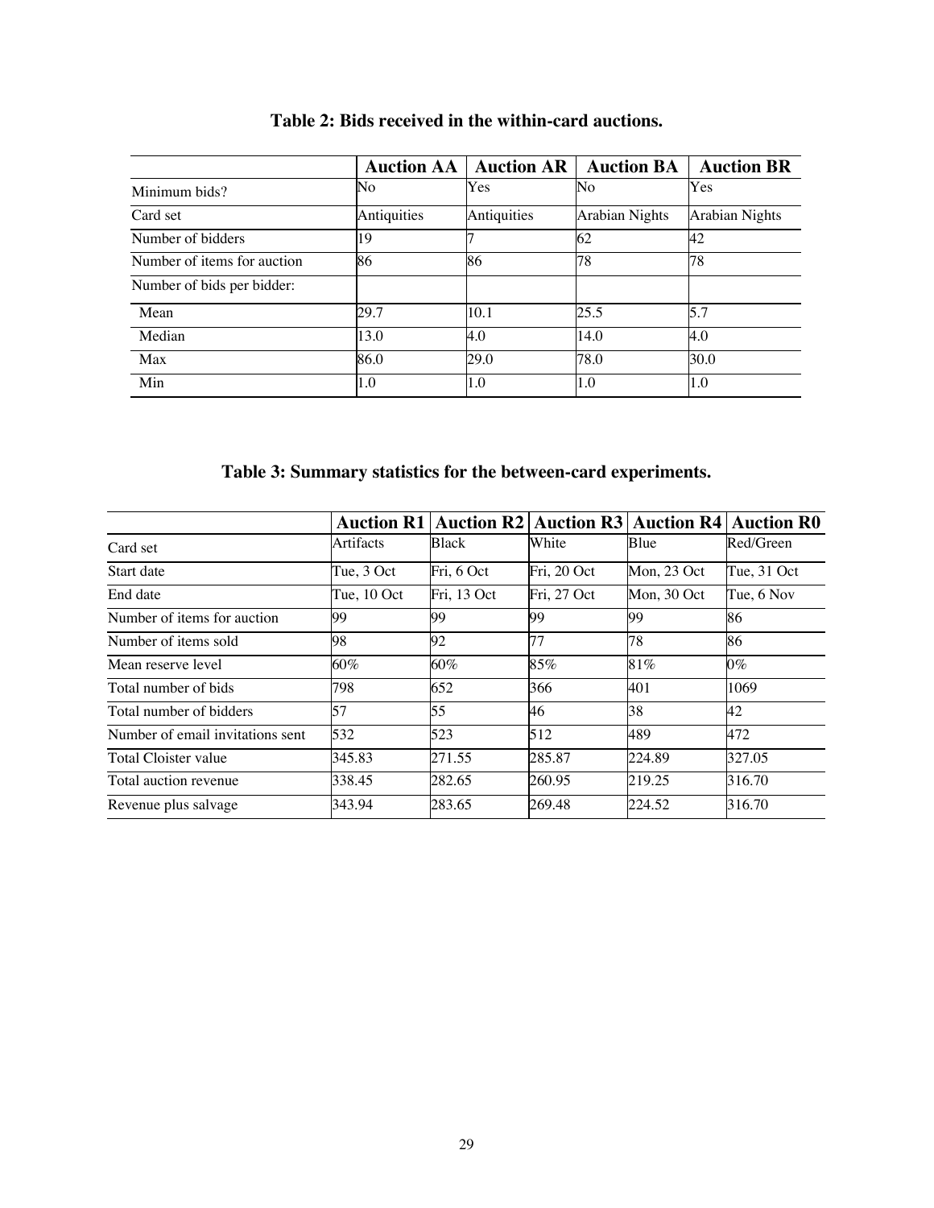**Table 2: Bids received in the within-card auctions.**

| | Auction AA | Auction AR | Auction BA | Auction BR |
|---|---|---|---|---|
| Minimum bids? | No | Yes | No | Yes |
| Card set | Antiquities | Antiquities | Arabian Nights | Arabian Nights |
| Number of bidders | 19 | 7 | 62 | 42 |
| Number of items for auction | 86 | 86 | 78 | 78 |
| Number of bids per bidder: | | | | |
| Mean | 29.7 | 10.1 | 25.5 | 5.7 |
| Median | 13.0 | 4.0 | 14.0 | 4.0 |
| Max | 86.0 | 29.0 | 78.0 | 30.0 |
| Min | 1.0 | 1.0 | 1.0 | 1.0 |

**Table 3: Summary statistics for the between-card experiments.**

| | Auction R1 | Auction R2 | Auction R3 | Auction R4 | Auction R0 |
|---|---|---|---|---|---|
| Card set | Artifacts | Black | White | Blue | Red/Green |
| Start date | Tue, 3 Oct | Fri, 6 Oct | Fri, 20 Oct | Mon, 23 Oct | Tue, 31 Oct |
| End date | Tue, 10 Oct | Fri, 13 Oct | Fri, 27 Oct | Mon, 30 Oct | Tue, 6 Nov |
| Number of items for auction | 99 | 99 | 99 | 99 | 86 |
| Number of items sold | 98 | 92 | 77 | 78 | 86 |
| Mean reserve level | 60% | 60% | 85% | 81% | 0% |
| Total number of bids | 798 | 652 | 366 | 401 | 1069 |
| Total number of bidders | 57 | 55 | 46 | 38 | 42 |
| Number of email invitations sent | 532 | 523 | 512 | 489 | 472 |
| Total Cloister value | 345.83 | 271.55 | 285.87 | 224.89 | 327.05 |
| Total auction revenue | 338.45 | 282.65 | 260.95 | 219.25 | 316.70 |
| Revenue plus salvage | 343.94 | 283.65 | 269.48 | 224.52 | 316.70 |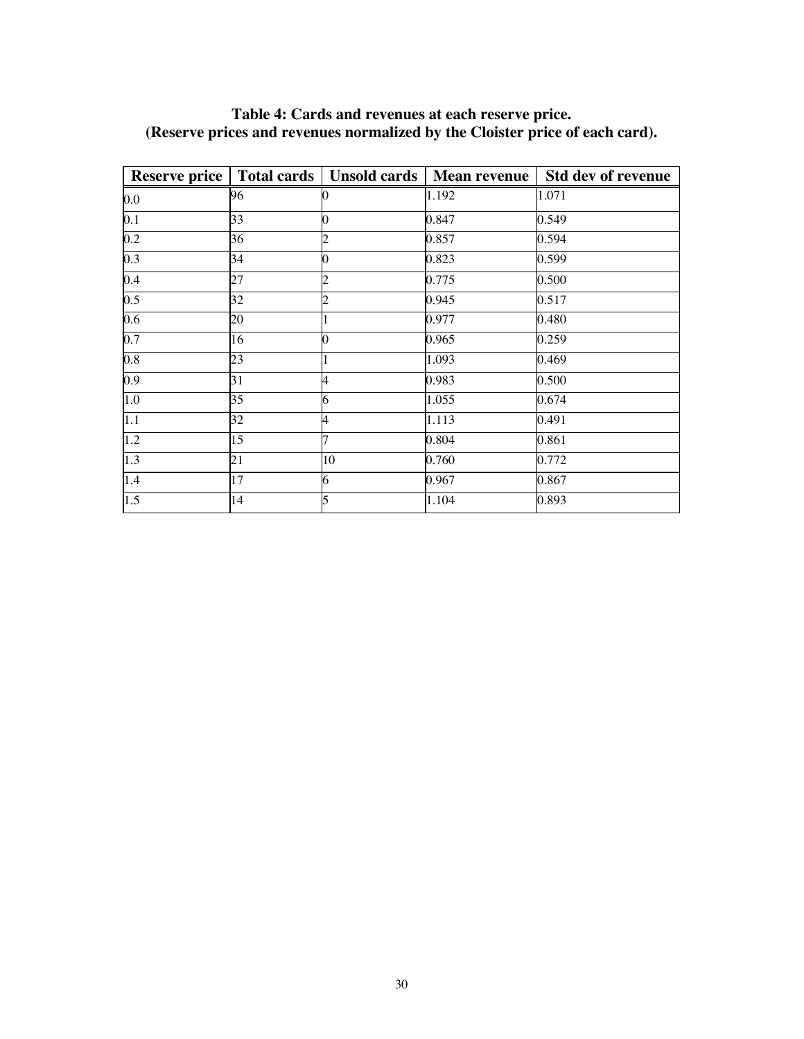**Table 4: Cards and revenues at each reserve price.**
**(Reserve prices and revenues normalized by the Cloister price of each card).**

| Reserve price | Total cards | Unsold cards | Mean revenue | Std dev of revenue |
|---|---|---|---|---|
| 0.0 | 96 | 0 | 1.192 | 1.071 |
| 0.1 | 33 | 0 | 0.847 | 0.549 |
| 0.2 | 36 | 2 | 0.857 | 0.594 |
| 0.3 | 34 | 0 | 0.823 | 0.599 |
| 0.4 | 27 | 2 | 0.775 | 0.500 |
| 0.5 | 32 | 2 | 0.945 | 0.517 |
| 0.6 | 20 | 1 | 0.977 | 0.480 |
| 0.7 | 16 | 0 | 0.965 | 0.259 |
| 0.8 | 23 | 1 | 1.093 | 0.469 |
| 0.9 | 31 | 4 | 0.983 | 0.500 |
| 1.0 | 35 | 6 | 1.055 | 0.674 |
| 1.1 | 32 | 4 | 1.113 | 0.491 |
| 1.2 | 15 | 7 | 0.804 | 0.861 |
| 1.3 | 21 | 10 | 0.760 | 0.772 |
| 1.4 | 17 | 6 | 0.967 | 0.867 |
| 1.5 | 14 | 5 | 1.104 | 0.893 |